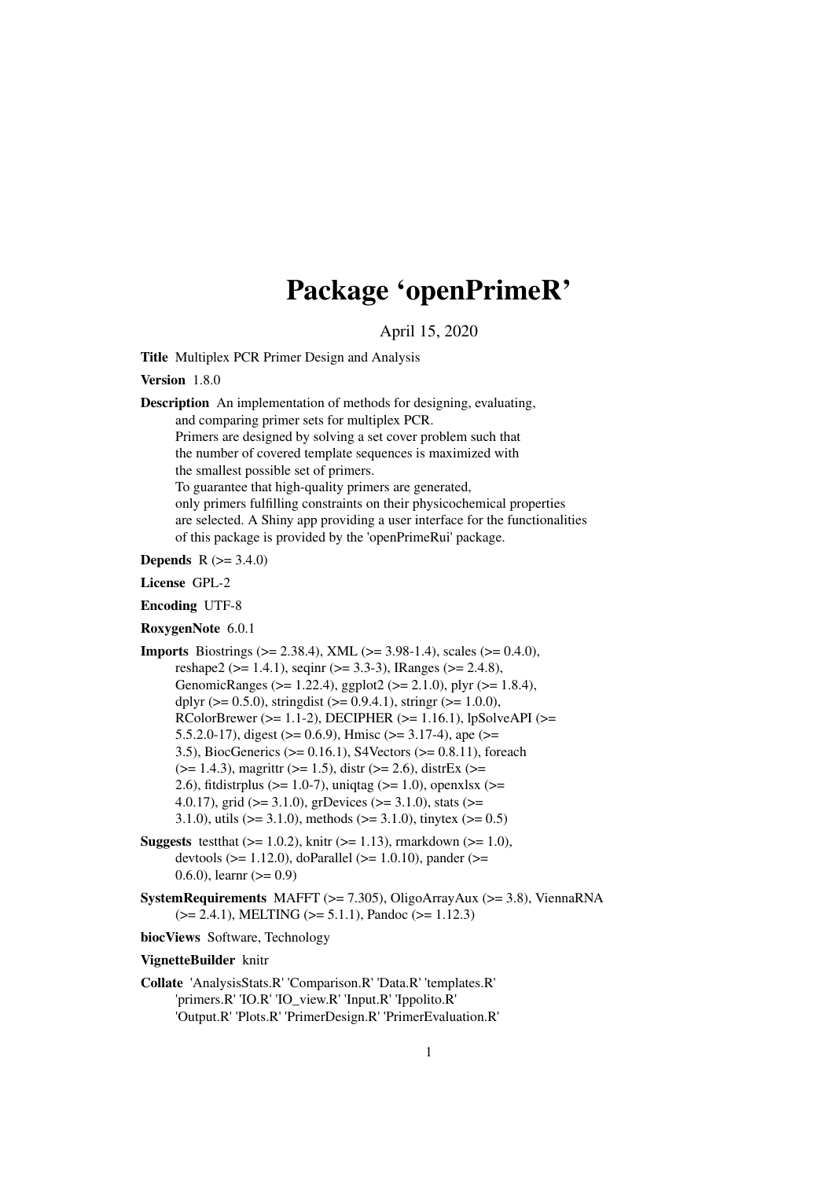# Package 'openPrimeR'

April 15, 2020

**Title** Multiplex PCR Primer Design and Analysis

**Version** 1.8.0

**Description** An implementation of methods for designing, evaluating, and comparing primer sets for multiplex PCR. Primers are designed by solving a set cover problem such that the number of covered template sequences is maximized with the smallest possible set of primers. To guarantee that high-quality primers are generated, only primers fulfilling constraints on their physicochemical properties are selected. A Shiny app providing a user interface for the functionalities of this package is provided by the 'openPrimeRui' package.

**Depends** R (>= 3.4.0)

**License** GPL-2

**Encoding** UTF-8

**RoxygenNote** 6.0.1

**Imports** Biostrings (>= 2.38.4), XML (>= 3.98-1.4), scales (>= 0.4.0), reshape2 (>= 1.4.1), seqinr (>= 3.3-3), IRanges (>= 2.4.8), GenomicRanges (>= 1.22.4), ggplot2 (>= 2.1.0), plyr (>= 1.8.4), dplyr (>= 0.5.0), stringdist (>= 0.9.4.1), stringr (>= 1.0.0), RColorBrewer (>= 1.1-2), DECIPHER (>= 1.16.1), lpSolveAPI (>= 5.5.2.0-17), digest (>= 0.6.9), Hmisc (>= 3.17-4), ape (>= 3.5), BiocGenerics (>= 0.16.1), S4Vectors (>= 0.8.11), foreach (>= 1.4.3), magrittr (>= 1.5), distr (>= 2.6), distrEx (>= 2.6), fitdistrplus (>= 1.0-7), uniqtag (>= 1.0), openxlsx (>= 4.0.17), grid (>= 3.1.0), grDevices (>= 3.1.0), stats (>= 3.1.0), utils (>= 3.1.0), methods (>= 3.1.0), tinytex (>= 0.5)

**Suggests** testthat (>= 1.0.2), knitr (>= 1.13), rmarkdown (>= 1.0), devtools (>= 1.12.0), doParallel (>= 1.0.10), pander (>= 0.6.0), learnr (>= 0.9)

**SystemRequirements** MAFFT (>= 7.305), OligoArrayAux (>= 3.8), ViennaRNA (>= 2.4.1), MELTING (>= 5.1.1), Pandoc (>= 1.12.3)

**biocViews** Software, Technology

**VignetteBuilder** knitr

**Collate** 'AnalysisStats.R' 'Comparison.R' 'Data.R' 'templates.R' 'primers.R' 'IO.R' 'IO_view.R' 'Input.R' 'Ippolito.R' 'Output.R' 'Plots.R' 'PrimerDesign.R' 'PrimerEvaluation.R'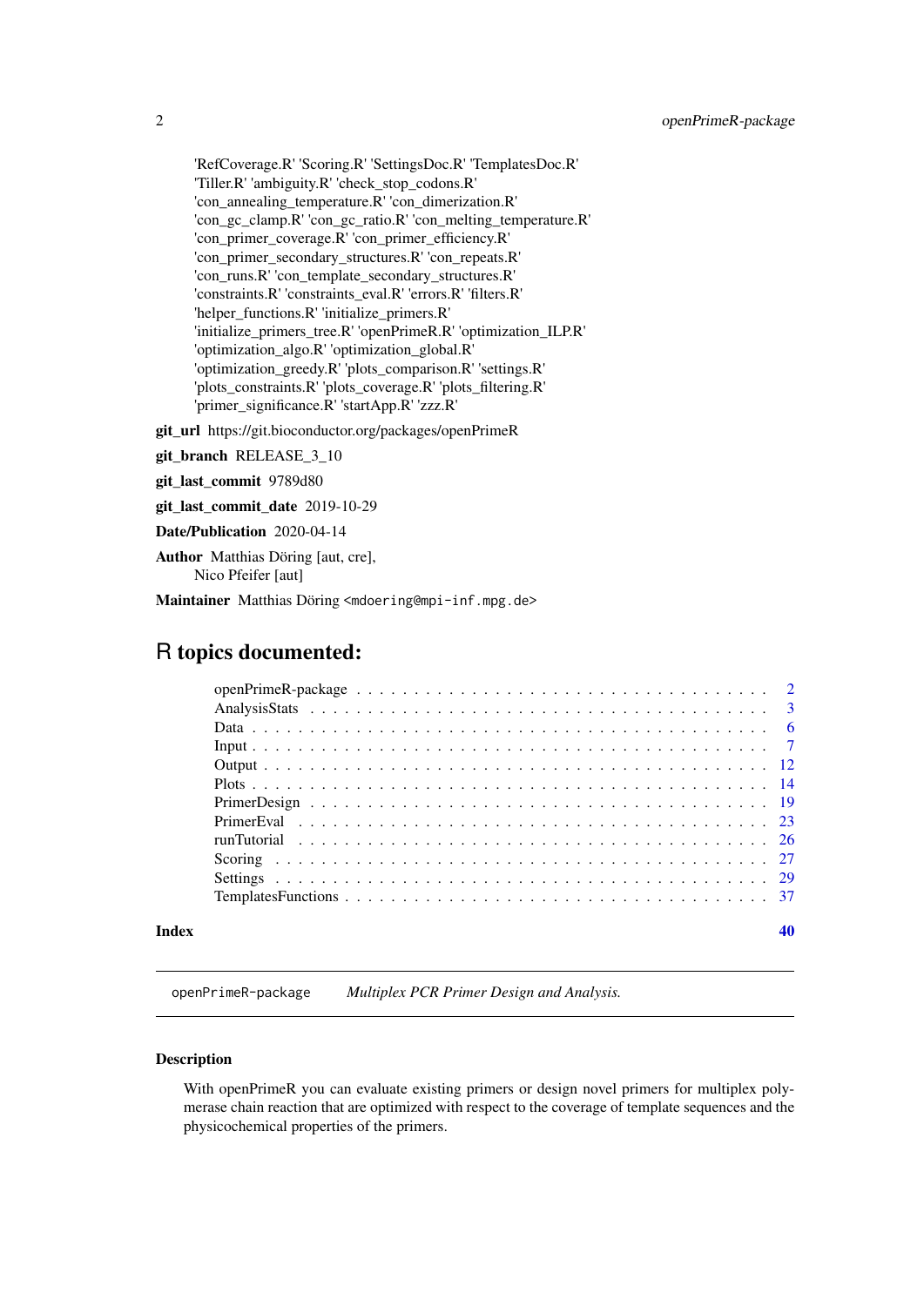'RefCoverage.R' 'Scoring.R' 'SettingsDoc.R' 'TemplatesDoc.R' 'Tiller.R' 'ambiguity.R' 'check_stop_codons.R' 'con_annealing_temperature.R' 'con_dimerization.R' 'con_gc_clamp.R' 'con_gc_ratio.R' 'con_melting_temperature.R' 'con_primer_coverage.R' 'con_primer_efficiency.R' 'con_primer_secondary_structures.R' 'con_repeats.R' 'con_runs.R' 'con_template_secondary_structures.R' 'constraints.R' 'constraints_eval.R' 'errors.R' 'filters.R' 'helper_functions.R' 'initialize_primers.R' 'initialize_primers_tree.R' 'openPrimeR.R' 'optimization_ILP.R' 'optimization_algo.R' 'optimization_global.R' 'optimization_greedy.R' 'plots_comparison.R' 'settings.R' 'plots_constraints.R' 'plots_coverage.R' 'plots_filtering.R' 'primer_significance.R' 'startApp.R' 'zzz.R'

**git_url** https://git.bioconductor.org/packages/openPrimeR

**git_branch** RELEASE_3_10

**git_last_commit** 9789d80

**git_last_commit_date** 2019-10-29

**Date/Publication** 2020-04-14

**Author** Matthias Döring [aut, cre], Nico Pfeifer [aut]

**Maintainer** Matthias Döring <mdoering@mpi-inf.mpg.de>

# R topics documented:

- openPrimeR-package . . . 2
- AnalysisStats . . . 3
- Data . . . 6
- Input . . . 7
- Output . . . 12
- Plots . . . 14
- PrimerDesign . . . 19
- PrimerEval . . . 23
- runTutorial . . . 26
- Scoring . . . 27
- Settings . . . 29
- TemplatesFunctions . . . 37

**Index** 40

---

## openPrimeR-package — *Multiplex PCR Primer Design and Analysis.*

### Description

With openPrimeR you can evaluate existing primers or design novel primers for multiplex polymerase chain reaction that are optimized with respect to the coverage of template sequences and the physicochemical properties of the primers.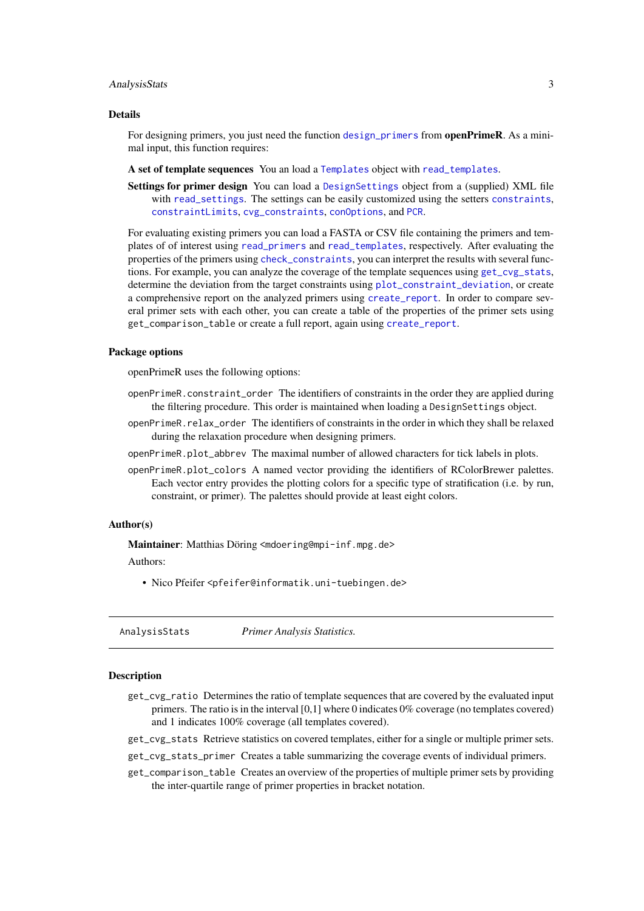### Details

For designing primers, you just need the function `design_primers` from **openPrimeR**. As a minimal input, this function requires:

**A set of template sequences** You an load a `Templates` object with `read_templates`.

**Settings for primer design** You can load a `DesignSettings` object from a (supplied) XML file with `read_settings`. The settings can be easily customized using the setters `constraints`, `constraintLimits`, `cvg_constraints`, `conOptions`, and `PCR`.

For evaluating existing primers you can load a FASTA or CSV file containing the primers and templates of of interest using `read_primers` and `read_templates`, respectively. After evaluating the properties of the primers using `check_constraints`, you can interpret the results with several functions. For example, you can analyze the coverage of the template sequences using `get_cvg_stats`, determine the deviation from the target constraints using `plot_constraint_deviation`, or create a comprehensive report on the analyzed primers using `create_report`. In order to compare several primer sets with each other, you can create a table of the properties of the primer sets using `get_comparison_table` or create a full report, again using `create_report`.

### Package options

openPrimeR uses the following options:

`openPrimeR.constraint_order` The identifiers of constraints in the order they are applied during the filtering procedure. This order is maintained when loading a `DesignSettings` object.

`openPrimeR.relax_order` The identifiers of constraints in the order in which they shall be relaxed during the relaxation procedure when designing primers.

`openPrimeR.plot_abbrev` The maximal number of allowed characters for tick labels in plots.

`openPrimeR.plot_colors` A named vector providing the identifiers of RColorBrewer palettes. Each vector entry provides the plotting colors for a specific type of stratification (i.e. by run, constraint, or primer). The palettes should provide at least eight colors.

### Author(s)

**Maintainer**: Matthias Döring <mdoering@mpi-inf.mpg.de>

Authors:

- Nico Pfeifer <pfeifer@informatik.uni-tuebingen.de>

---

`AnalysisStats` *Primer Analysis Statistics.*

---

### Description

`get_cvg_ratio` Determines the ratio of template sequences that are covered by the evaluated input primers. The ratio is in the interval [0,1] where 0 indicates 0% coverage (no templates covered) and 1 indicates 100% coverage (all templates covered).

`get_cvg_stats` Retrieve statistics on covered templates, either for a single or multiple primer sets.

`get_cvg_stats_primer` Creates a table summarizing the coverage events of individual primers.

`get_comparison_table` Creates an overview of the properties of multiple primer sets by providing the inter-quartile range of primer properties in bracket notation.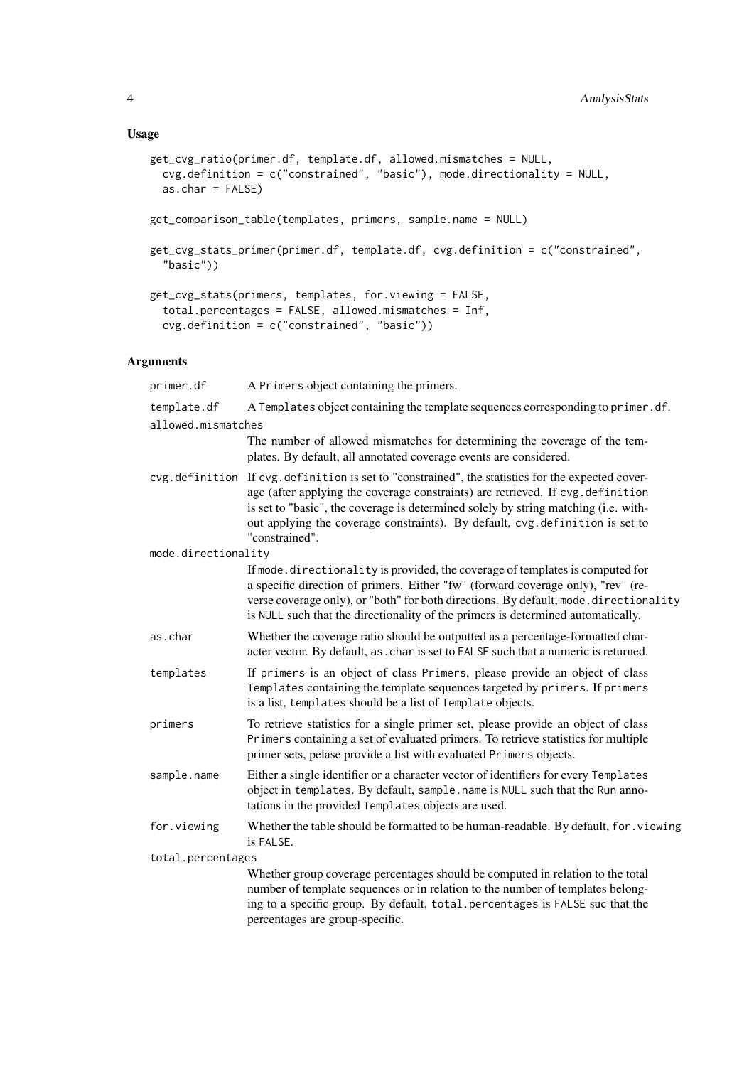## Usage

```
get_cvg_ratio(primer.df, template.df, allowed.mismatches = NULL,
  cvg.definition = c("constrained", "basic"), mode.directionality = NULL,
  as.char = FALSE)

get_comparison_table(templates, primers, sample.name = NULL)

get_cvg_stats_primer(primer.df, template.df, cvg.definition = c("constrained",
  "basic"))

get_cvg_stats(primers, templates, for.viewing = FALSE,
  total.percentages = FALSE, allowed.mismatches = Inf,
  cvg.definition = c("constrained", "basic"))
```

## Arguments

| Argument | Description |
| --- | --- |
| primer.df | A Primers object containing the primers. |
| template.df | A Templates object containing the template sequences corresponding to primer.df. |
| allowed.mismatches | The number of allowed mismatches for determining the coverage of the templates. By default, all annotated coverage events are considered. |
| cvg.definition | If cvg.definition is set to "constrained", the statistics for the expected coverage (after applying the coverage constraints) are retrieved. If cvg.definition is set to "basic", the coverage is determined solely by string matching (i.e. without applying the coverage constraints). By default, cvg.definition is set to "constrained". |
| mode.directionality | If mode.directionality is provided, the coverage of templates is computed for a specific direction of primers. Either "fw" (forward coverage only), "rev" (reverse coverage only), or "both" for both directions. By default, mode.directionality is NULL such that the directionality of the primers is determined automatically. |
| as.char | Whether the coverage ratio should be outputted as a percentage-formatted character vector. By default, as.char is set to FALSE such that a numeric is returned. |
| templates | If primers is an object of class Primers, please provide an object of class Templates containing the template sequences targeted by primers. If primers is a list, templates should be a list of Template objects. |
| primers | To retrieve statistics for a single primer set, please provide an object of class Primers containing a set of evaluated primers. To retrieve statistics for multiple primer sets, pelase provide a list with evaluated Primers objects. |
| sample.name | Either a single identifier or a character vector of identifiers for every Templates object in templates. By default, sample.name is NULL such that the Run annotations in the provided Templates objects are used. |
| for.viewing | Whether the table should be formatted to be human-readable. By default, for.viewing is FALSE. |
| total.percentages | Whether group coverage percentages should be computed in relation to the total number of template sequences or in relation to the number of templates belonging to a specific group. By default, total.percentages is FALSE suc that the percentages are group-specific. |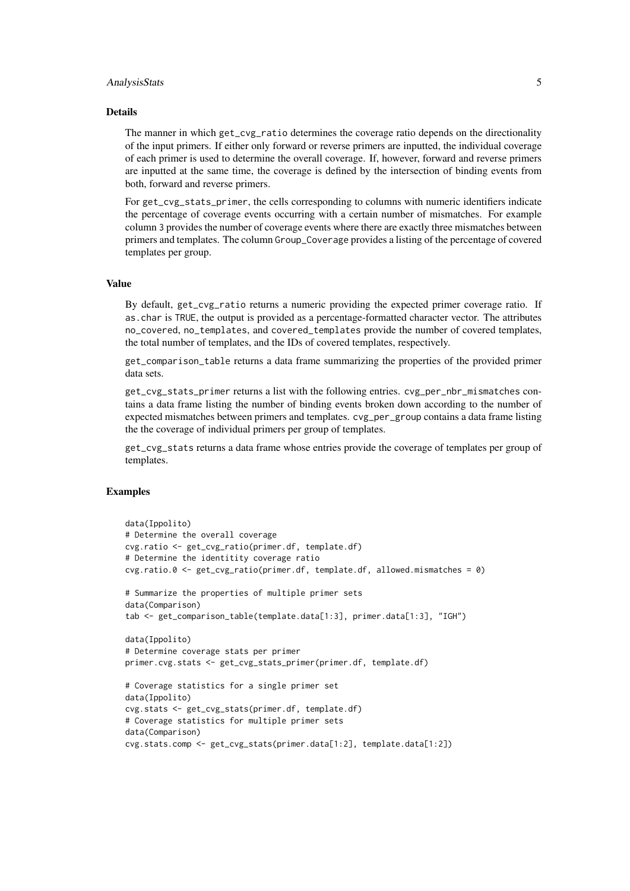## Details

The manner in which `get_cvg_ratio` determines the coverage ratio depends on the directionality of the input primers. If either only forward or reverse primers are inputted, the individual coverage of each primer is used to determine the overall coverage. If, however, forward and reverse primers are inputted at the same time, the coverage is defined by the intersection of binding events from both, forward and reverse primers.

For `get_cvg_stats_primer`, the cells corresponding to columns with numeric identifiers indicate the percentage of coverage events occurring with a certain number of mismatches. For example column `3` provides the number of coverage events where there are exactly three mismatches between primers and templates. The column `Group_Coverage` provides a listing of the percentage of covered templates per group.

## Value

By default, `get_cvg_ratio` returns a numeric providing the expected primer coverage ratio. If `as.char` is `TRUE`, the output is provided as a percentage-formatted character vector. The attributes `no_covered`, `no_templates`, and `covered_templates` provide the number of covered templates, the total number of templates, and the IDs of covered templates, respectively.

`get_comparison_table` returns a data frame summarizing the properties of the provided primer data sets.

`get_cvg_stats_primer` returns a list with the following entries. `cvg_per_nbr_mismatches` contains a data frame listing the number of binding events broken down according to the number of expected mismatches between primers and templates. `cvg_per_group` contains a data frame listing the the coverage of individual primers per group of templates.

`get_cvg_stats` returns a data frame whose entries provide the coverage of templates per group of templates.

## Examples

```
data(Ippolito)
# Determine the overall coverage
cvg.ratio <- get_cvg_ratio(primer.df, template.df)
# Determine the identitity coverage ratio
cvg.ratio.0 <- get_cvg_ratio(primer.df, template.df, allowed.mismatches = 0)

# Summarize the properties of multiple primer sets
data(Comparison)
tab <- get_comparison_table(template.data[1:3], primer.data[1:3], "IGH")

data(Ippolito)
# Determine coverage stats per primer
primer.cvg.stats <- get_cvg_stats_primer(primer.df, template.df)

# Coverage statistics for a single primer set
data(Ippolito)
cvg.stats <- get_cvg_stats(primer.df, template.df)
# Coverage statistics for multiple primer sets
data(Comparison)
cvg.stats.comp <- get_cvg_stats(primer.data[1:2], template.data[1:2])
```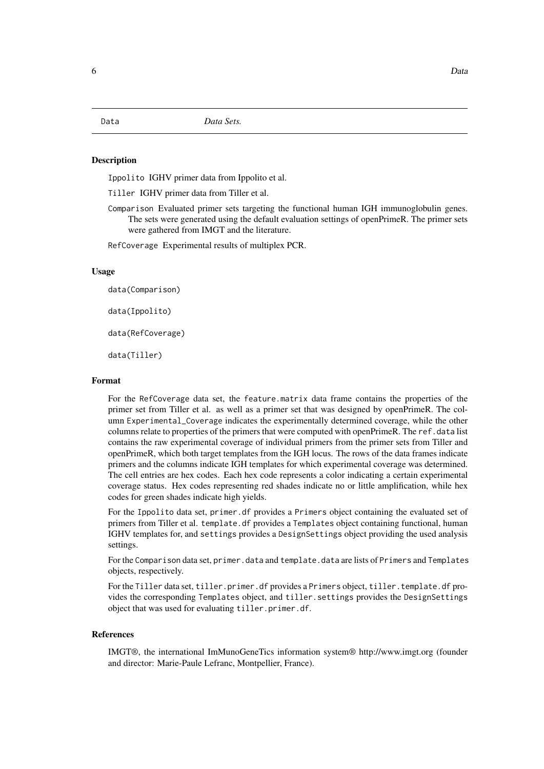Data    *Data Sets.*

### Description

`Ippolito` IGHV primer data from Ippolito et al.

`Tiller` IGHV primer data from Tiller et al.

`Comparison` Evaluated primer sets targeting the functional human IGH immunoglobulin genes. The sets were generated using the default evaluation settings of openPrimeR. The primer sets were gathered from IMGT and the literature.

`RefCoverage` Experimental results of multiplex PCR.

### Usage

```
data(Comparison)

data(Ippolito)

data(RefCoverage)

data(Tiller)
```

### Format

For the `RefCoverage` data set, the `feature.matrix` data frame contains the properties of the primer set from Tiller et al. as well as a primer set that was designed by openPrimeR. The column `Experimental_Coverage` indicates the experimentally determined coverage, while the other columns relate to properties of the primers that were computed with openPrimeR. The `ref.data` list contains the raw experimental coverage of individual primers from the primer sets from Tiller and openPrimeR, which both target templates from the IGH locus. The rows of the data frames indicate primers and the columns indicate IGH templates for which experimental coverage was determined. The cell entries are hex codes. Each hex code represents a color indicating a certain experimental coverage status. Hex codes representing red shades indicate no or little amplification, while hex codes for green shades indicate high yields.

For the `Ippolito` data set, `primer.df` provides a `Primers` object containing the evaluated set of primers from Tiller et al. `template.df` provides a `Templates` object containing functional, human IGHV templates for, and `settings` provides a `DesignSettings` object providing the used analysis settings.

For the `Comparison` data set, `primer.data` and `template.data` are lists of `Primers` and `Templates` objects, respectively.

For the `Tiller` data set, `tiller.primer.df` provides a `Primers` object, `tiller.template.df` provides the corresponding `Templates` object, and `tiller.settings` provides the `DesignSettings` object that was used for evaluating `tiller.primer.df`.

### References

IMGT®, the international ImMunoGeneTics information system® http://www.imgt.org (founder and director: Marie-Paule Lefranc, Montpellier, France).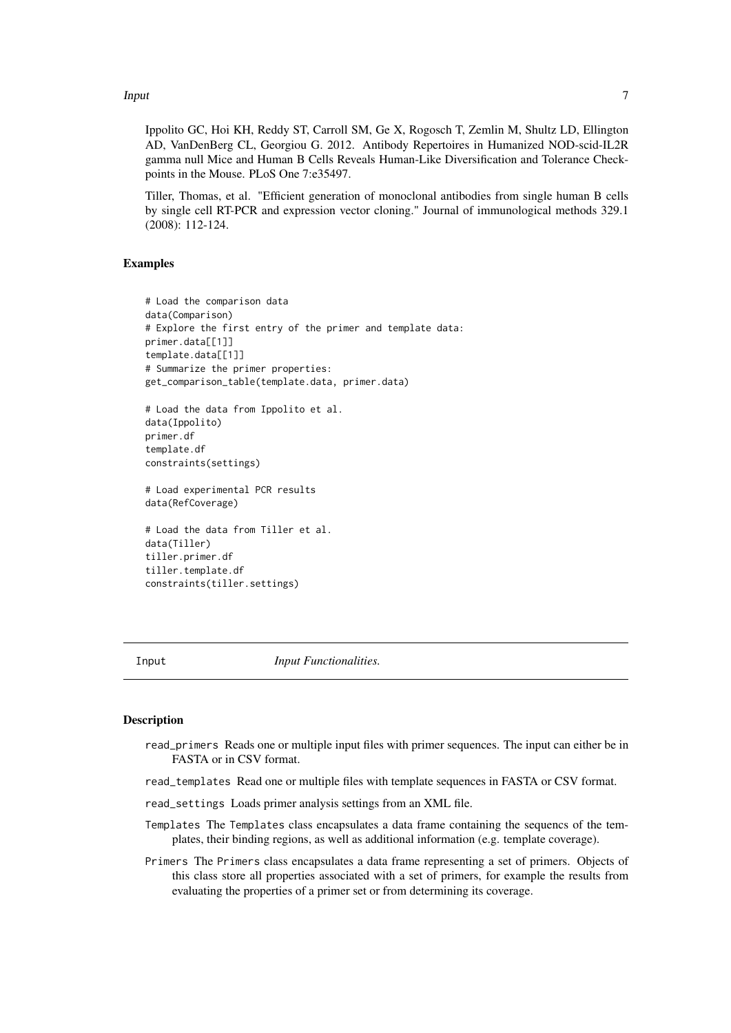Ippolito GC, Hoi KH, Reddy ST, Carroll SM, Ge X, Rogosch T, Zemlin M, Shultz LD, Ellington AD, VanDenBerg CL, Georgiou G. 2012. Antibody Repertoires in Humanized NOD-scid-IL2R gamma null Mice and Human B Cells Reveals Human-Like Diversification and Tolerance Checkpoints in the Mouse. PLoS One 7:e35497.

Tiller, Thomas, et al. "Efficient generation of monoclonal antibodies from single human B cells by single cell RT-PCR and expression vector cloning." Journal of immunological methods 329.1 (2008): 112-124.

### Examples

```
# Load the comparison data
data(Comparison)
# Explore the first entry of the primer and template data:
primer.data[[1]]
template.data[[1]]
# Summarize the primer properties:
get_comparison_table(template.data, primer.data)

# Load the data from Ippolito et al.
data(Ippolito)
primer.df
template.df
constraints(settings)

# Load experimental PCR results
data(RefCoverage)

# Load the data from Tiller et al.
data(Tiller)
tiller.primer.df
tiller.template.df
constraints(tiller.settings)
```

---

## Input *Input Functionalities.*

### Description

- `read_primers` Reads one or multiple input files with primer sequences. The input can either be in FASTA or in CSV format.
- `read_templates` Read one or multiple files with template sequences in FASTA or CSV format.
- `read_settings` Loads primer analysis settings from an XML file.
- `Templates` The `Templates` class encapsulates a data frame containing the sequencs of the templates, their binding regions, as well as additional information (e.g. template coverage).
- `Primers` The `Primers` class encapsulates a data frame representing a set of primers. Objects of this class store all properties associated with a set of primers, for example the results from evaluating the properties of a primer set or from determining its coverage.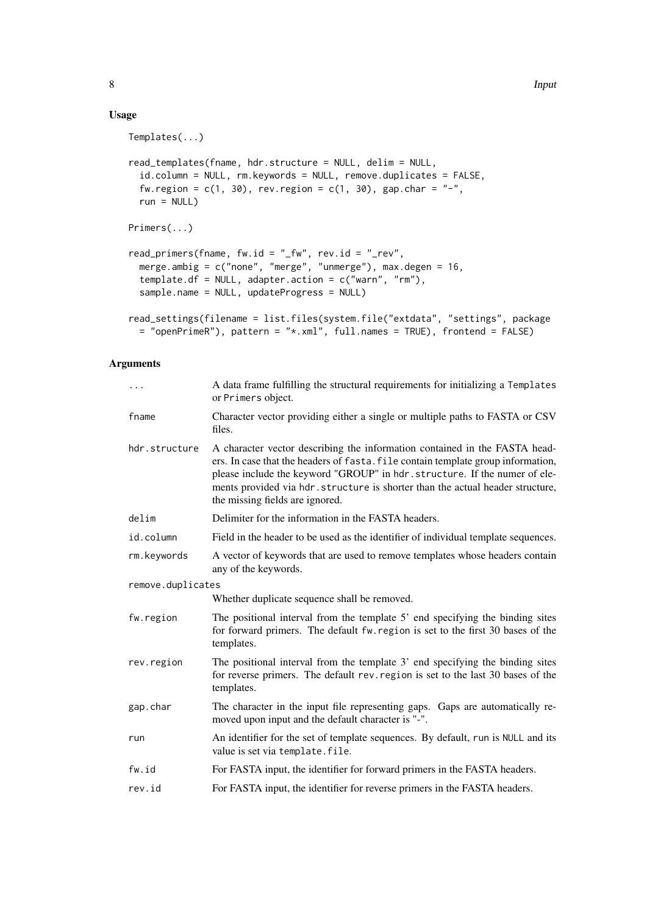### Usage

```
Templates(...)

read_templates(fname, hdr.structure = NULL, delim = NULL,
  id.column = NULL, rm.keywords = NULL, remove.duplicates = FALSE,
  fw.region = c(1, 30), rev.region = c(1, 30), gap.char = "-",
  run = NULL)

Primers(...)

read_primers(fname, fw.id = "_fw", rev.id = "_rev",
  merge.ambig = c("none", "merge", "unmerge"), max.degen = 16,
  template.df = NULL, adapter.action = c("warn", "rm"),
  sample.name = NULL, updateProgress = NULL)

read_settings(filename = list.files(system.file("extdata", "settings", package
  = "openPrimeR"), pattern = "*.xml", full.names = TRUE), frontend = FALSE)
```

### Arguments

| Argument | Description |
|---|---|
| `...` | A data frame fulfilling the structural requirements for initializing a `Templates` or `Primers` object. |
| `fname` | Character vector providing either a single or multiple paths to FASTA or CSV files. |
| `hdr.structure` | A character vector describing the information contained in the FASTA headers. In case that the headers of `fasta.file` contain template group information, please include the keyword "GROUP" in `hdr.structure`. If the numer of elements provided via `hdr.structure` is shorter than the actual header structure, the missing fields are ignored. |
| `delim` | Delimiter for the information in the FASTA headers. |
| `id.column` | Field in the header to be used as the identifier of individual template sequences. |
| `rm.keywords` | A vector of keywords that are used to remove templates whose headers contain any of the keywords. |
| `remove.duplicates` | Whether duplicate sequence shall be removed. |
| `fw.region` | The positional interval from the template 5' end specifying the binding sites for forward primers. The default `fw.region` is set to the first 30 bases of the templates. |
| `rev.region` | The positional interval from the template 3' end specifying the binding sites for reverse primers. The default `rev.region` is set to the last 30 bases of the templates. |
| `gap.char` | The character in the input file representing gaps. Gaps are automatically removed upon input and the default character is "-". |
| `run` | An identifier for the set of template sequences. By default, `run` is `NULL` and its value is set via `template.file`. |
| `fw.id` | For FASTA input, the identifier for forward primers in the FASTA headers. |
| `rev.id` | For FASTA input, the identifier for reverse primers in the FASTA headers. |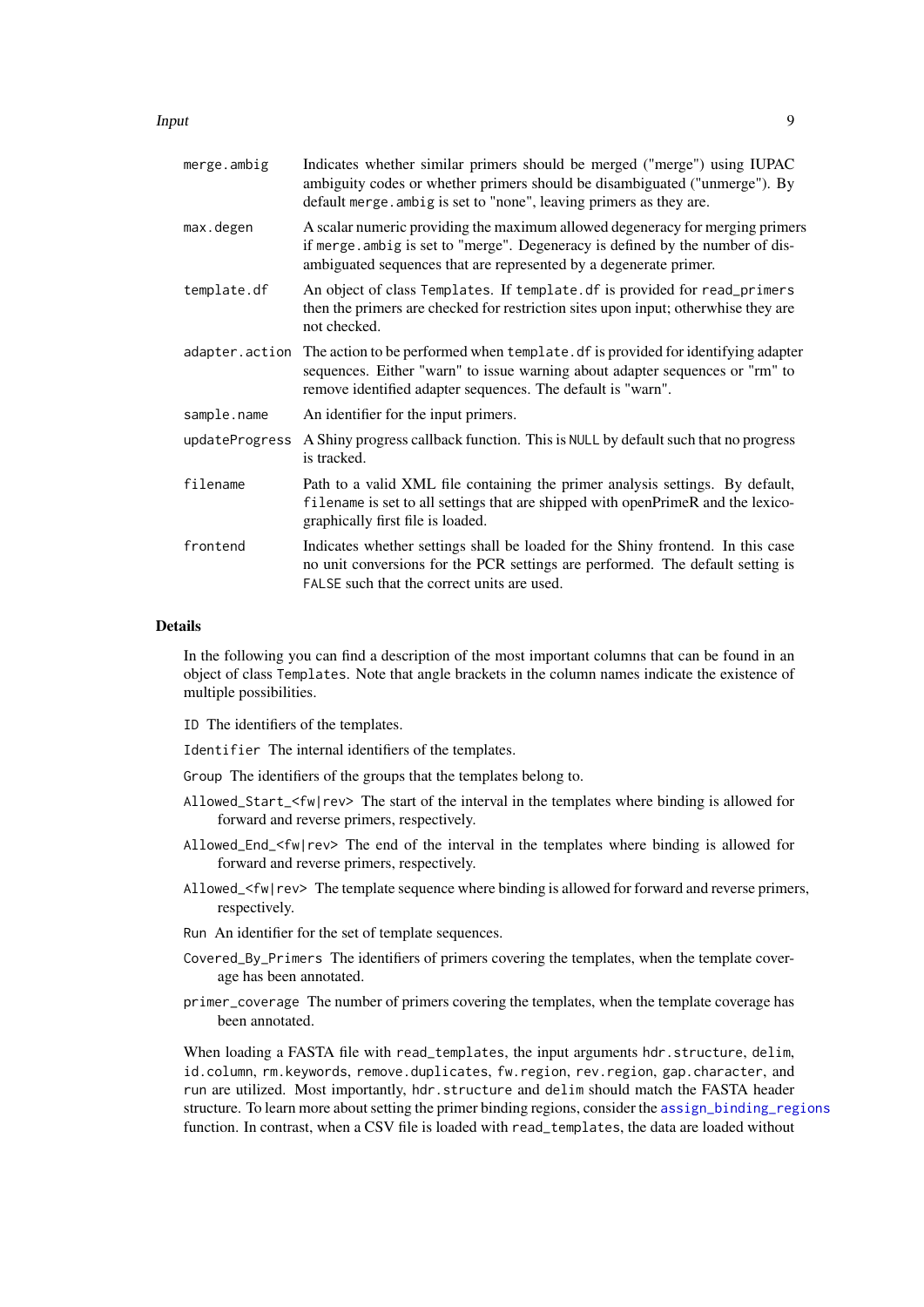| | |
|---|---|
| `merge.ambig` | Indicates whether similar primers should be merged ("merge") using IUPAC ambiguity codes or whether primers should be disambiguated ("unmerge"). By default `merge.ambig` is set to "none", leaving primers as they are. |
| `max.degen` | A scalar numeric providing the maximum allowed degeneracy for merging primers if `merge.ambig` is set to "merge". Degeneracy is defined by the number of disambiguated sequences that are represented by a degenerate primer. |
| `template.df` | An object of class `Templates`. If `template.df` is provided for `read_primers` then the primers are checked for restriction sites upon input; otherwhise they are not checked. |
| `adapter.action` | The action to be performed when `template.df` is provided for identifying adapter sequences. Either "warn" to issue warning about adapter sequences or "rm" to remove identified adapter sequences. The default is "warn". |
| `sample.name` | An identifier for the input primers. |
| `updateProgress` | A Shiny progress callback function. This is `NULL` by default such that no progress is tracked. |
| `filename` | Path to a valid XML file containing the primer analysis settings. By default, `filename` is set to all settings that are shipped with openPrimeR and the lexicographically first file is loaded. |
| `frontend` | Indicates whether settings shall be loaded for the Shiny frontend. In this case no unit conversions for the PCR settings are performed. The default setting is `FALSE` such that the correct units are used. |

## Details

In the following you can find a description of the most important columns that can be found in an object of class `Templates`. Note that angle brackets in the column names indicate the existence of multiple possibilities.

- `ID` The identifiers of the templates.
- `Identifier` The internal identifiers of the templates.
- `Group` The identifiers of the groups that the templates belong to.
- `Allowed_Start_<fw|rev>` The start of the interval in the templates where binding is allowed for forward and reverse primers, respectively.
- `Allowed_End_<fw|rev>` The end of the interval in the templates where binding is allowed for forward and reverse primers, respectively.
- `Allowed_<fw|rev>` The template sequence where binding is allowed for forward and reverse primers, respectively.
- `Run` An identifier for the set of template sequences.
- `Covered_By_Primers` The identifiers of primers covering the templates, when the template coverage has been annotated.
- `primer_coverage` The number of primers covering the templates, when the template coverage has been annotated.

When loading a FASTA file with `read_templates`, the input arguments `hdr.structure`, `delim`, `id.column`, `rm.keywords`, `remove.duplicates`, `fw.region`, `rev.region`, `gap.character`, and `run` are utilized. Most importantly, `hdr.structure` and `delim` should match the FASTA header structure. To learn more about setting the primer binding regions, consider the `assign_binding_regions` function. In contrast, when a CSV file is loaded with `read_templates`, the data are loaded without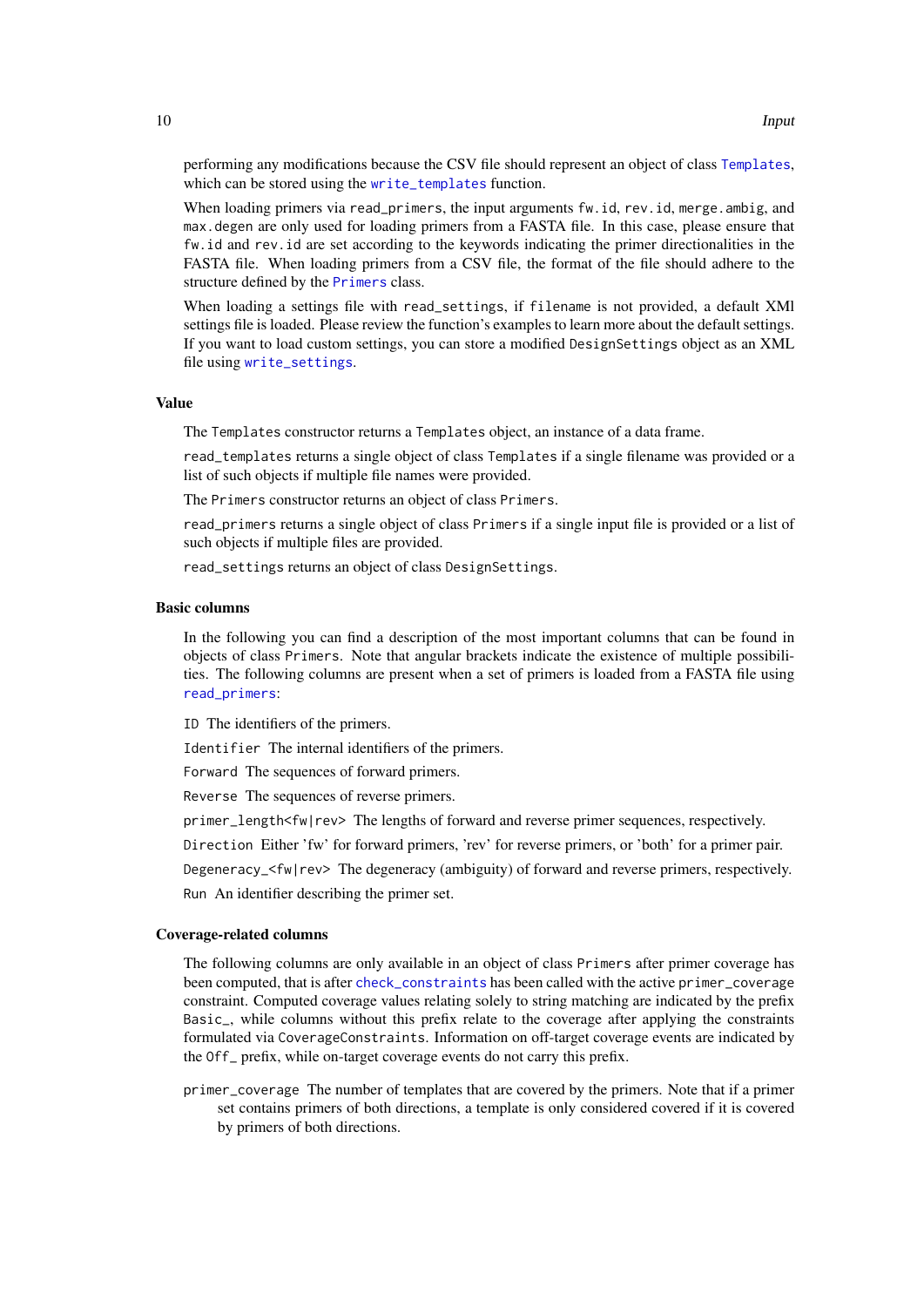performing any modifications because the CSV file should represent an object of class `Templates`, which can be stored using the `write_templates` function.

When loading primers via `read_primers`, the input arguments `fw.id`, `rev.id`, `merge.ambig`, and `max.degen` are only used for loading primers from a FASTA file. In this case, please ensure that `fw.id` and `rev.id` are set according to the keywords indicating the primer directionalities in the FASTA file. When loading primers from a CSV file, the format of the file should adhere to the structure defined by the `Primers` class.

When loading a settings file with `read_settings`, if `filename` is not provided, a default XMl settings file is loaded. Please review the function's examples to learn more about the default settings. If you want to load custom settings, you can store a modified `DesignSettings` object as an XML file using `write_settings`.

### Value

The `Templates` constructor returns a `Templates` object, an instance of a data frame.

`read_templates` returns a single object of class `Templates` if a single filename was provided or a list of such objects if multiple file names were provided.

The `Primers` constructor returns an object of class `Primers`.

`read_primers` returns a single object of class `Primers` if a single input file is provided or a list of such objects if multiple files are provided.

`read_settings` returns an object of class `DesignSettings`.

### Basic columns

In the following you can find a description of the most important columns that can be found in objects of class `Primers`. Note that angular brackets indicate the existence of multiple possibilities. The following columns are present when a set of primers is loaded from a FASTA file using `read_primers`:

- `ID` The identifiers of the primers.
- `Identifier` The internal identifiers of the primers.
- `Forward` The sequences of forward primers.
- `Reverse` The sequences of reverse primers.
- `primer_length<fw|rev>` The lengths of forward and reverse primer sequences, respectively.
- `Direction` Either 'fw' for forward primers, 'rev' for reverse primers, or 'both' for a primer pair.
- `Degeneracy_<fw|rev>` The degeneracy (ambiguity) of forward and reverse primers, respectively.
- `Run` An identifier describing the primer set.

### Coverage-related columns

The following columns are only available in an object of class `Primers` after primer coverage has been computed, that is after `check_constraints` has been called with the active `primer_coverage` constraint. Computed coverage values relating solely to string matching are indicated by the prefix `Basic_`, while columns without this prefix relate to the coverage after applying the constraints formulated via `CoverageConstraints`. Information on off-target coverage events are indicated by the `Off_` prefix, while on-target coverage events do not carry this prefix.

- `primer_coverage` The number of templates that are covered by the primers. Note that if a primer set contains primers of both directions, a template is only considered covered if it is covered by primers of both directions.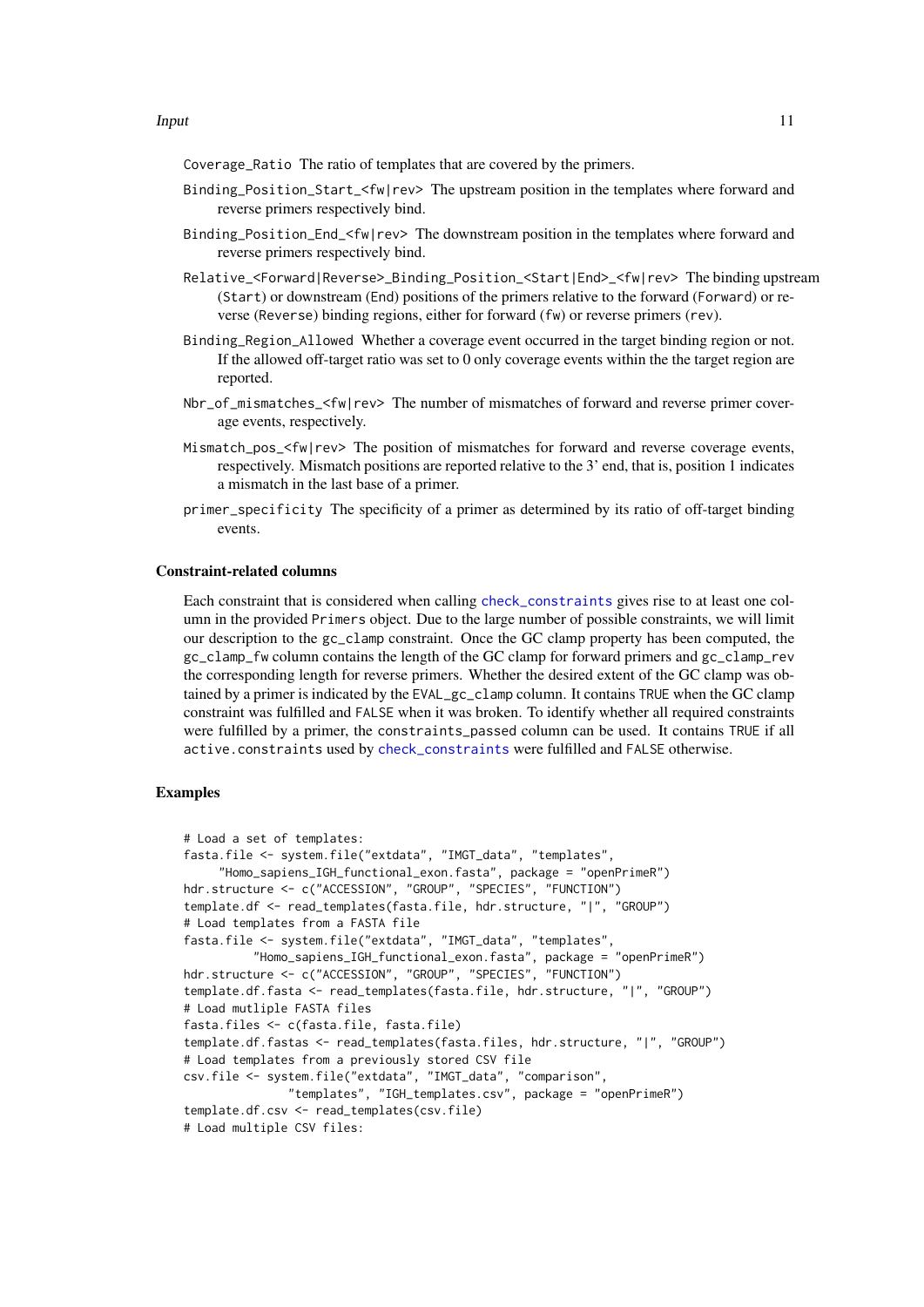`Coverage_Ratio` The ratio of templates that are covered by the primers.

`Binding_Position_Start_<fw|rev>` The upstream position in the templates where forward and reverse primers respectively bind.

`Binding_Position_End_<fw|rev>` The downstream position in the templates where forward and reverse primers respectively bind.

`Relative_<Forward|Reverse>_Binding_Position_<Start|End>_<fw|rev>` The binding upstream (`Start`) or downstream (`End`) positions of the primers relative to the forward (`Forward`) or reverse (`Reverse`) binding regions, either for forward (`fw`) or reverse primers (`rev`).

`Binding_Region_Allowed` Whether a coverage event occurred in the target binding region or not. If the allowed off-target ratio was set to 0 only coverage events within the the target region are reported.

`Nbr_of_mismatches_<fw|rev>` The number of mismatches of forward and reverse primer coverage events, respectively.

`Mismatch_pos_<fw|rev>` The position of mismatches for forward and reverse coverage events, respectively. Mismatch positions are reported relative to the 3' end, that is, position 1 indicates a mismatch in the last base of a primer.

`primer_specificity` The specificity of a primer as determined by its ratio of off-target binding events.

### Constraint-related columns

Each constraint that is considered when calling `check_constraints` gives rise to at least one column in the provided `Primers` object. Due to the large number of possible constraints, we will limit our description to the `gc_clamp` constraint. Once the GC clamp property has been computed, the `gc_clamp_fw` column contains the length of the GC clamp for forward primers and `gc_clamp_rev` the corresponding length for reverse primers. Whether the desired extent of the GC clamp was obtained by a primer is indicated by the `EVAL_gc_clamp` column. It contains `TRUE` when the GC clamp constraint was fulfilled and `FALSE` when it was broken. To identify whether all required constraints were fulfilled by a primer, the `constraints_passed` column can be used. It contains `TRUE` if all `active.constraints` used by `check_constraints` were fulfilled and `FALSE` otherwise.

## Examples

```
# Load a set of templates:
fasta.file <- system.file("extdata", "IMGT_data", "templates",
     "Homo_sapiens_IGH_functional_exon.fasta", package = "openPrimeR")
hdr.structure <- c("ACCESSION", "GROUP", "SPECIES", "FUNCTION")
template.df <- read_templates(fasta.file, hdr.structure, "|", "GROUP")
# Load templates from a FASTA file
fasta.file <- system.file("extdata", "IMGT_data", "templates",
          "Homo_sapiens_IGH_functional_exon.fasta", package = "openPrimeR")
hdr.structure <- c("ACCESSION", "GROUP", "SPECIES", "FUNCTION")
template.df.fasta <- read_templates(fasta.file, hdr.structure, "|", "GROUP")
# Load mutliple FASTA files
fasta.files <- c(fasta.file, fasta.file)
template.df.fastas <- read_templates(fasta.files, hdr.structure, "|", "GROUP")
# Load templates from a previously stored CSV file
csv.file <- system.file("extdata", "IMGT_data", "comparison",
               "templates", "IGH_templates.csv", package = "openPrimeR")
template.df.csv <- read_templates(csv.file)
# Load multiple CSV files:
```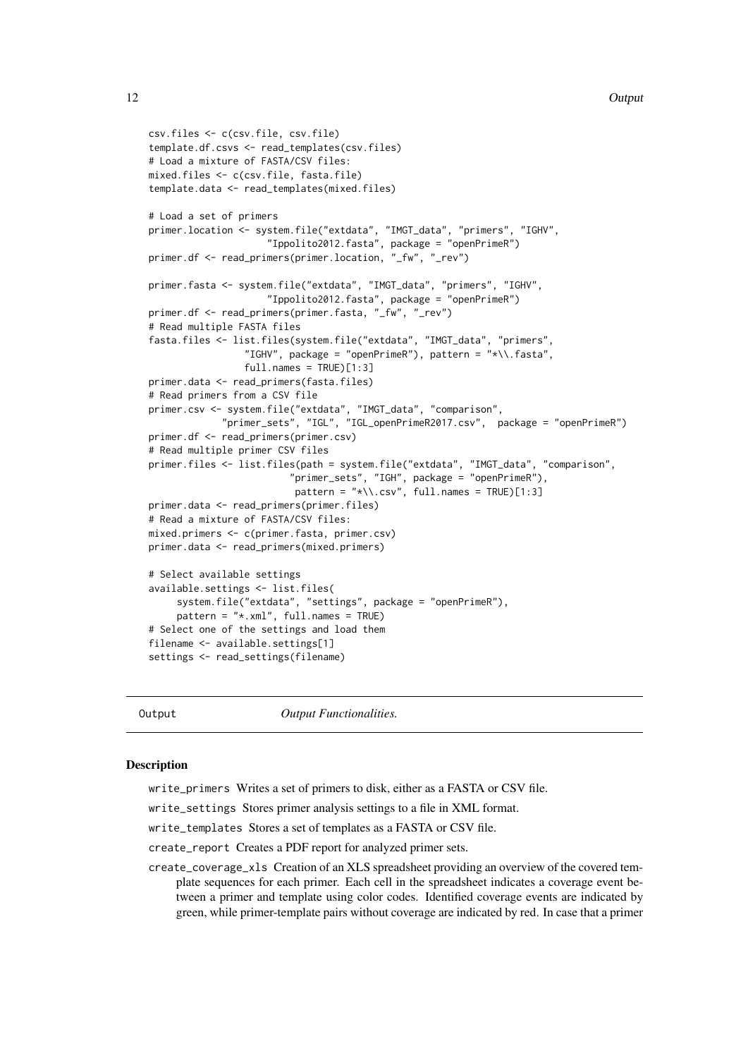```
csv.files <- c(csv.file, csv.file)
template.df.csvs <- read_templates(csv.files)
# Load a mixture of FASTA/CSV files:
mixed.files <- c(csv.file, fasta.file)
template.data <- read_templates(mixed.files)

# Load a set of primers
primer.location <- system.file("extdata", "IMGT_data", "primers", "IGHV",
                    "Ippolito2012.fasta", package = "openPrimeR")
primer.df <- read_primers(primer.location, "_fw", "_rev")

primer.fasta <- system.file("extdata", "IMGT_data", "primers", "IGHV",
                    "Ippolito2012.fasta", package = "openPrimeR")
primer.df <- read_primers(primer.fasta, "_fw", "_rev")
# Read multiple FASTA files
fasta.files <- list.files(system.file("extdata", "IMGT_data", "primers",
                "IGHV", package = "openPrimeR"), pattern = "*\\.fasta",
                full.names = TRUE)[1:3]
primer.data <- read_primers(fasta.files)
# Read primers from a CSV file
primer.csv <- system.file("extdata", "IMGT_data", "comparison",
            "primer_sets", "IGL", "IGL_openPrimeR2017.csv",  package = "openPrimeR")
primer.df <- read_primers(primer.csv)
# Read multiple primer CSV files
primer.files <- list.files(path = system.file("extdata", "IMGT_data", "comparison",
                        "primer_sets", "IGH", package = "openPrimeR"),
                         pattern = "*\\.csv", full.names = TRUE)[1:3]
primer.data <- read_primers(primer.files)
# Read a mixture of FASTA/CSV files:
mixed.primers <- c(primer.fasta, primer.csv)
primer.data <- read_primers(mixed.primers)

# Select available settings
available.settings <- list.files(
     system.file("extdata", "settings", package = "openPrimeR"),
     pattern = "*.xml", full.names = TRUE)
# Select one of the settings and load them
filename <- available.settings[1]
settings <- read_settings(filename)
```

## Output — *Output Functionalities.*

### Description

`write_primers` Writes a set of primers to disk, either as a FASTA or CSV file.

`write_settings` Stores primer analysis settings to a file in XML format.

`write_templates` Stores a set of templates as a FASTA or CSV file.

`create_report` Creates a PDF report for analyzed primer sets.

`create_coverage_xls` Creation of an XLS spreadsheet providing an overview of the covered template sequences for each primer. Each cell in the spreadsheet indicates a coverage event between a primer and template using color codes. Identified coverage events are indicated by green, while primer-template pairs without coverage are indicated by red. In case that a primer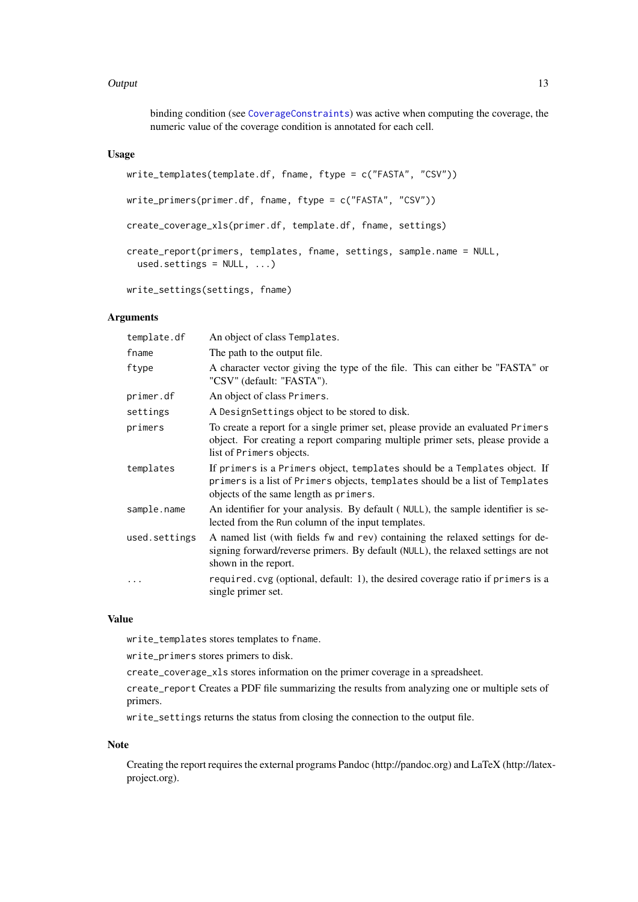binding condition (see CoverageConstraints) was active when computing the coverage, the numeric value of the coverage condition is annotated for each cell.

### Usage

```
write_templates(template.df, fname, ftype = c("FASTA", "CSV"))

write_primers(primer.df, fname, ftype = c("FASTA", "CSV"))

create_coverage_xls(primer.df, template.df, fname, settings)

create_report(primers, templates, fname, settings, sample.name = NULL,
  used.settings = NULL, ...)

write_settings(settings, fname)
```

### Arguments

| | |
|---|---|
| template.df | An object of class Templates. |
| fname | The path to the output file. |
| ftype | A character vector giving the type of the file. This can either be "FASTA" or "CSV" (default: "FASTA"). |
| primer.df | An object of class Primers. |
| settings | A DesignSettings object to be stored to disk. |
| primers | To create a report for a single primer set, please provide an evaluated Primers object. For creating a report comparing multiple primer sets, please provide a list of Primers objects. |
| templates | If primers is a Primers object, templates should be a Templates object. If primers is a list of Primers objects, templates should be a list of Templates objects of the same length as primers. |
| sample.name | An identifier for your analysis. By default ( NULL), the sample identifier is selected from the Run column of the input templates. |
| used.settings | A named list (with fields fw and rev) containing the relaxed settings for designing forward/reverse primers. By default (NULL), the relaxed settings are not shown in the report. |
| ... | required.cvg (optional, default: 1), the desired coverage ratio if primers is a single primer set. |

### Value

write_templates stores templates to fname.

write_primers stores primers to disk.

create_coverage_xls stores information on the primer coverage in a spreadsheet.

create_report Creates a PDF file summarizing the results from analyzing one or multiple sets of primers.

write_settings returns the status from closing the connection to the output file.

### Note

Creating the report requires the external programs Pandoc (http://pandoc.org) and LaTeX (http://latex-project.org).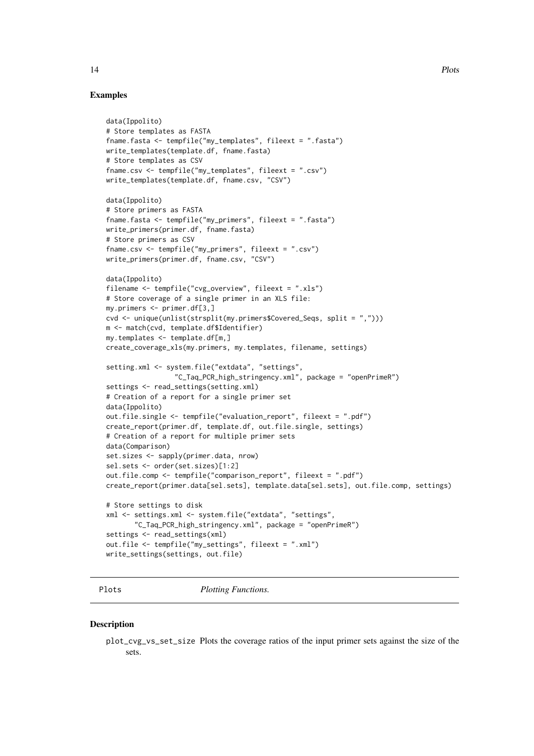## Examples

```
data(Ippolito)
# Store templates as FASTA
fname.fasta <- tempfile("my_templates", fileext = ".fasta")
write_templates(template.df, fname.fasta)
# Store templates as CSV
fname.csv <- tempfile("my_templates", fileext = ".csv")
write_templates(template.df, fname.csv, "CSV")

data(Ippolito)
# Store primers as FASTA
fname.fasta <- tempfile("my_primers", fileext = ".fasta")
write_primers(primer.df, fname.fasta)
# Store primers as CSV
fname.csv <- tempfile("my_primers", fileext = ".csv")
write_primers(primer.df, fname.csv, "CSV")

data(Ippolito)
filename <- tempfile("cvg_overview", fileext = ".xls")
# Store coverage of a single primer in an XLS file:
my.primers <- primer.df[3,]
cvd <- unique(unlist(strsplit(my.primers$Covered_Seqs, split = ",")))
m <- match(cvd, template.df$Identifier)
my.templates <- template.df[m,]
create_coverage_xls(my.primers, my.templates, filename, settings)

setting.xml <- system.file("extdata", "settings",
                 "C_Taq_PCR_high_stringency.xml", package = "openPrimeR")
settings <- read_settings(setting.xml)
# Creation of a report for a single primer set
data(Ippolito)
out.file.single <- tempfile("evaluation_report", fileext = ".pdf")
create_report(primer.df, template.df, out.file.single, settings)
# Creation of a report for multiple primer sets
data(Comparison)
set.sizes <- sapply(primer.data, nrow)
sel.sets <- order(set.sizes)[1:2]
out.file.comp <- tempfile("comparison_report", fileext = ".pdf")
create_report(primer.data[sel.sets], template.data[sel.sets], out.file.comp, settings)

# Store settings to disk
xml <- settings.xml <- system.file("extdata", "settings",
       "C_Taq_PCR_high_stringency.xml", package = "openPrimeR")
settings <- read_settings(xml)
out.file <- tempfile("my_settings", fileext = ".xml")
write_settings(settings, out.file)
```

---

# Plots *Plotting Functions.*

## Description

plot_cvg_vs_set_size Plots the coverage ratios of the input primer sets against the size of the sets.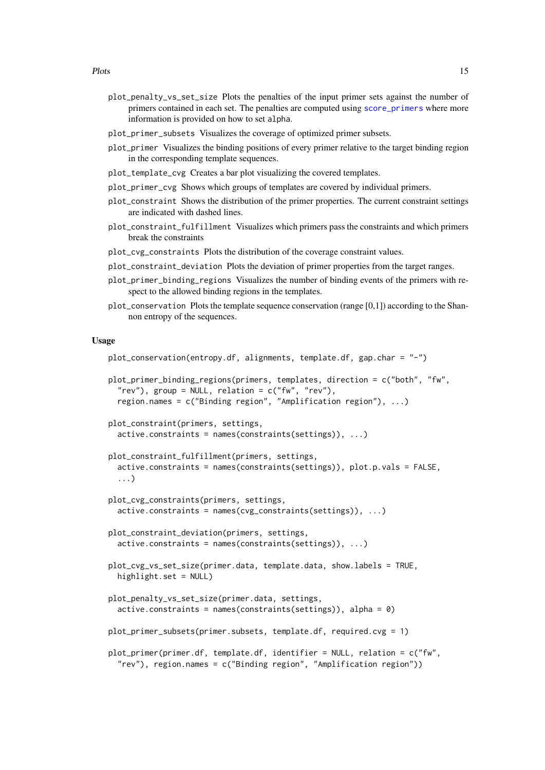plot_penalty_vs_set_size Plots the penalties of the input primer sets against the number of primers contained in each set. The penalties are computed using score_primers where more information is provided on how to set alpha.

plot_primer_subsets Visualizes the coverage of optimized primer subsets.

plot_primer Visualizes the binding positions of every primer relative to the target binding region in the corresponding template sequences.

plot_template_cvg Creates a bar plot visualizing the covered templates.

plot_primer_cvg Shows which groups of templates are covered by individual primers.

plot_constraint Shows the distribution of the primer properties. The current constraint settings are indicated with dashed lines.

plot_constraint_fulfillment Visualizes which primers pass the constraints and which primers break the constraints

plot_cvg_constraints Plots the distribution of the coverage constraint values.

plot_constraint_deviation Plots the deviation of primer properties from the target ranges.

plot_primer_binding_regions Visualizes the number of binding events of the primers with respect to the allowed binding regions in the templates.

plot_conservation Plots the template sequence conservation (range [0,1]) according to the Shannon entropy of the sequences.

### Usage

```
plot_conservation(entropy.df, alignments, template.df, gap.char = "-")

plot_primer_binding_regions(primers, templates, direction = c("both", "fw",
  "rev"), group = NULL, relation = c("fw", "rev"),
  region.names = c("Binding region", "Amplification region"), ...)

plot_constraint(primers, settings,
  active.constraints = names(constraints(settings)), ...)

plot_constraint_fulfillment(primers, settings,
  active.constraints = names(constraints(settings)), plot.p.vals = FALSE,
  ...)

plot_cvg_constraints(primers, settings,
  active.constraints = names(cvg_constraints(settings)), ...)

plot_constraint_deviation(primers, settings,
  active.constraints = names(constraints(settings)), ...)

plot_cvg_vs_set_size(primer.data, template.data, show.labels = TRUE,
  highlight.set = NULL)

plot_penalty_vs_set_size(primer.data, settings,
  active.constraints = names(constraints(settings)), alpha = 0)

plot_primer_subsets(primer.subsets, template.df, required.cvg = 1)

plot_primer(primer.df, template.df, identifier = NULL, relation = c("fw",
  "rev"), region.names = c("Binding region", "Amplification region"))
```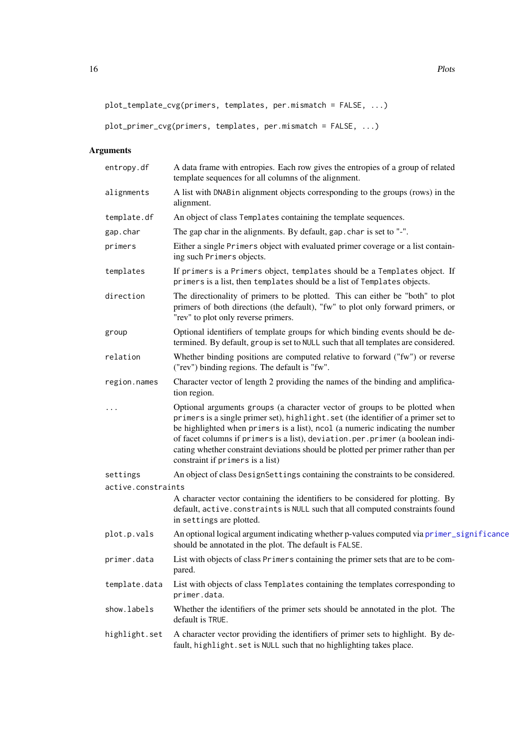```
plot_template_cvg(primers, templates, per.mismatch = FALSE, ...)

plot_primer_cvg(primers, templates, per.mismatch = FALSE, ...)
```

## Arguments

| | |
|---|---|
| `entropy.df` | A data frame with entropies. Each row gives the entropies of a group of related template sequences for all columns of the alignment. |
| `alignments` | A list with `DNABin` alignment objects corresponding to the groups (rows) in the alignment. |
| `template.df` | An object of class `Templates` containing the template sequences. |
| `gap.char` | The gap char in the alignments. By default, `gap.char` is set to "-". |
| `primers` | Either a single `Primers` object with evaluated primer coverage or a list containing such `Primers` objects. |
| `templates` | If `primers` is a `Primers` object, `templates` should be a `Templates` object. If `primers` is a list, then `templates` should be a list of `Templates` objects. |
| `direction` | The directionality of primers to be plotted. This can either be "both" to plot primers of both directions (the default), "fw" to plot only forward primers, or "rev" to plot only reverse primers. |
| `group` | Optional identifiers of template groups for which binding events should be determined. By default, `group` is set to `NULL` such that all templates are considered. |
| `relation` | Whether binding positions are computed relative to forward ("fw") or reverse ("rev") binding regions. The default is "fw". |
| `region.names` | Character vector of length 2 providing the names of the binding and amplification region. |
| `...` | Optional arguments `groups` (a character vector of groups to be plotted when `primers` is a single primer set), `highlight.set` (the identifier of a primer set to be highlighted when `primers` is a list), `ncol` (a numeric indicating the number of facet columns if `primers` is a list), `deviation.per.primer` (a boolean indicating whether constraint deviations should be plotted per primer rather than per constraint if `primers` is a list) |
| `settings` | An object of class `DesignSettings` containing the constraints to be considered. |
| `active.constraints` | A character vector containing the identifiers to be considered for plotting. By default, `active.constraints` is `NULL` such that all computed constraints found in `settings` are plotted. |
| `plot.p.vals` | An optional logical argument indicating whether p-values computed via `primer_significance` should be annotated in the plot. The default is `FALSE`. |
| `primer.data` | List with objects of class `Primers` containing the primer sets that are to be compared. |
| `template.data` | List with objects of class `Templates` containing the templates corresponding to `primer.data`. |
| `show.labels` | Whether the identifiers of the primer sets should be annotated in the plot. The default is `TRUE`. |
| `highlight.set` | A character vector providing the identifiers of primer sets to highlight. By default, `highlight.set` is `NULL` such that no highlighting takes place. |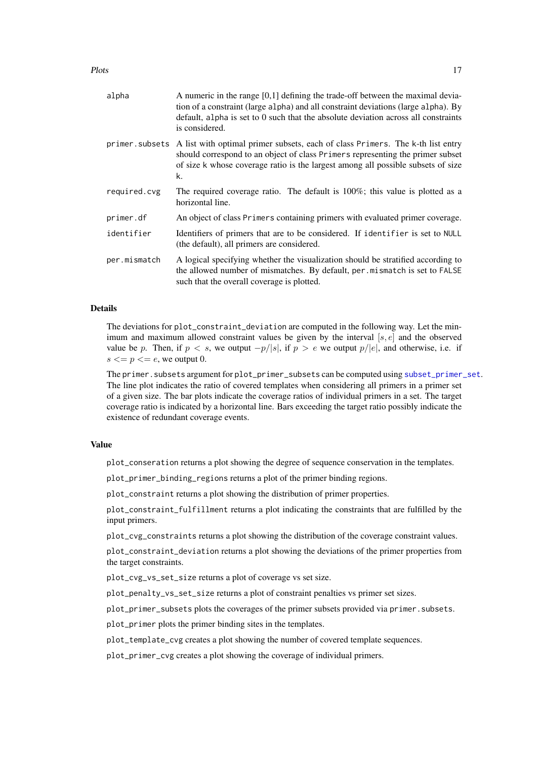| | |
|---|---|
| alpha | A numeric in the range [0,1] defining the trade-off between the maximal deviation of a constraint (large alpha) and all constraint deviations (large alpha). By default, alpha is set to 0 such that the absolute deviation across all constraints is considered. |
| primer.subsets | A list with optimal primer subsets, each of class Primers. The k-th list entry should correspond to an object of class Primers representing the primer subset of size k whose coverage ratio is the largest among all possible subsets of size k. |
| required.cvg | The required coverage ratio. The default is 100%; this value is plotted as a horizontal line. |
| primer.df | An object of class Primers containing primers with evaluated primer coverage. |
| identifier | Identifiers of primers that are to be considered. If identifier is set to NULL (the default), all primers are considered. |
| per.mismatch | A logical specifying whether the visualization should be stratified according to the allowed number of mismatches. By default, per.mismatch is set to FALSE such that the overall coverage is plotted. |

## Details

The deviations for plot_constraint_deviation are computed in the following way. Let the minimum and maximum allowed constraint values be given by the interval $[s, e]$ and the observed value be $p$. Then, if $p < s$, we output $-p/|s|$, if $p > e$ we output $p/|e|$, and otherwise, i.e. if $s <= p <= e$, we output 0.

The primer.subsets argument for plot_primer_subsets can be computed using subset_primer_set. The line plot indicates the ratio of covered templates when considering all primers in a primer set of a given size. The bar plots indicate the coverage ratios of individual primers in a set. The target coverage ratio is indicated by a horizontal line. Bars exceeding the target ratio possibly indicate the existence of redundant coverage events.

## Value

plot_conseration returns a plot showing the degree of sequence conservation in the templates.

plot_primer_binding_regions returns a plot of the primer binding regions.

plot_constraint returns a plot showing the distribution of primer properties.

plot_constraint_fulfillment returns a plot indicating the constraints that are fulfilled by the input primers.

plot_cvg_constraints returns a plot showing the distribution of the coverage constraint values.

plot_constraint_deviation returns a plot showing the deviations of the primer properties from the target constraints.

plot_cvg_vs_set_size returns a plot of coverage vs set size.

plot_penalty_vs_set_size returns a plot of constraint penalties vs primer set sizes.

plot_primer_subsets plots the coverages of the primer subsets provided via primer.subsets.

plot_primer plots the primer binding sites in the templates.

plot_template_cvg creates a plot showing the number of covered template sequences.

plot_primer_cvg creates a plot showing the coverage of individual primers.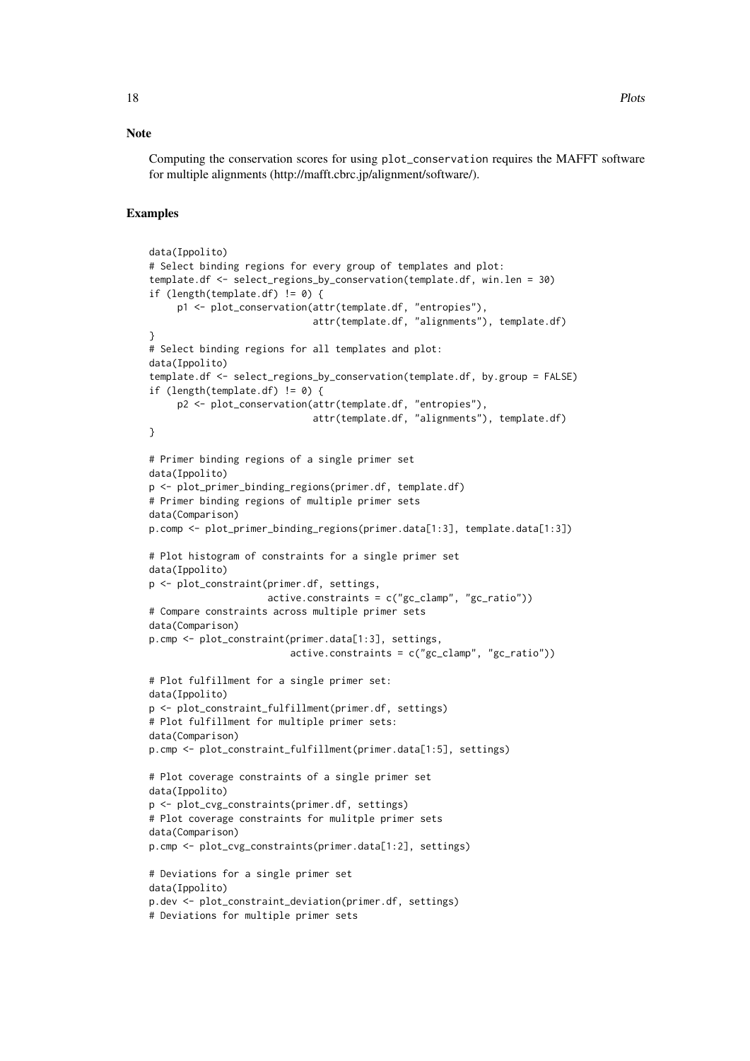## Note

Computing the conservation scores for using plot_conservation requires the MAFFT software for multiple alignments (http://mafft.cbrc.jp/alignment/software/).

## Examples

```
data(Ippolito)
# Select binding regions for every group of templates and plot:
template.df <- select_regions_by_conservation(template.df, win.len = 30)
if (length(template.df) != 0) {
     p1 <- plot_conservation(attr(template.df, "entropies"),
                             attr(template.df, "alignments"), template.df)
}
# Select binding regions for all templates and plot:
data(Ippolito)
template.df <- select_regions_by_conservation(template.df, by.group = FALSE)
if (length(template.df) != 0) {
     p2 <- plot_conservation(attr(template.df, "entropies"),
                             attr(template.df, "alignments"), template.df)
}

# Primer binding regions of a single primer set
data(Ippolito)
p <- plot_primer_binding_regions(primer.df, template.df)
# Primer binding regions of multiple primer sets
data(Comparison)
p.comp <- plot_primer_binding_regions(primer.data[1:3], template.data[1:3])

# Plot histogram of constraints for a single primer set
data(Ippolito)
p <- plot_constraint(primer.df, settings,
                    active.constraints = c("gc_clamp", "gc_ratio"))
# Compare constraints across multiple primer sets
data(Comparison)
p.cmp <- plot_constraint(primer.data[1:3], settings,
                         active.constraints = c("gc_clamp", "gc_ratio"))

# Plot fulfillment for a single primer set:
data(Ippolito)
p <- plot_constraint_fulfillment(primer.df, settings)
# Plot fulfillment for multiple primer sets:
data(Comparison)
p.cmp <- plot_constraint_fulfillment(primer.data[1:5], settings)

# Plot coverage constraints of a single primer set
data(Ippolito)
p <- plot_cvg_constraints(primer.df, settings)
# Plot coverage constraints for mulitple primer sets
data(Comparison)
p.cmp <- plot_cvg_constraints(primer.data[1:2], settings)

# Deviations for a single primer set
data(Ippolito)
p.dev <- plot_constraint_deviation(primer.df, settings)
# Deviations for multiple primer sets
```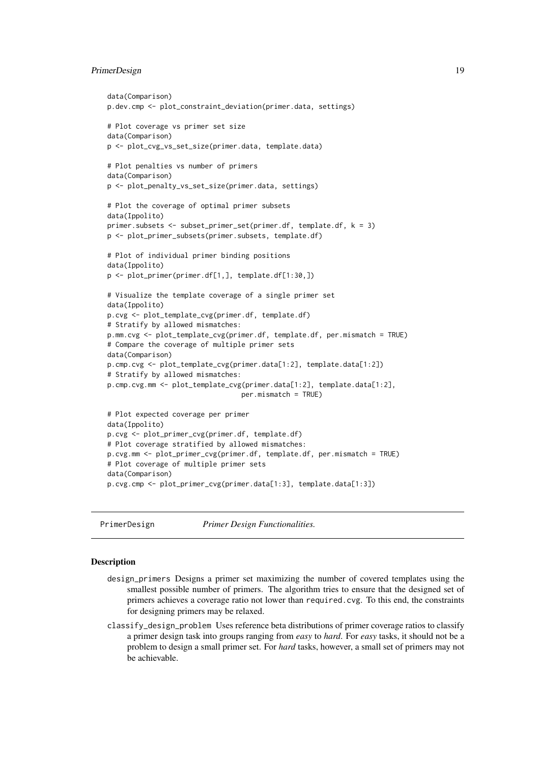```
data(Comparison)
p.dev.cmp <- plot_constraint_deviation(primer.data, settings)

# Plot coverage vs primer set size
data(Comparison)
p <- plot_cvg_vs_set_size(primer.data, template.data)

# Plot penalties vs number of primers
data(Comparison)
p <- plot_penalty_vs_set_size(primer.data, settings)

# Plot the coverage of optimal primer subsets
data(Ippolito)
primer.subsets <- subset_primer_set(primer.df, template.df, k = 3)
p <- plot_primer_subsets(primer.subsets, template.df)

# Plot of individual primer binding positions
data(Ippolito)
p <- plot_primer(primer.df[1,], template.df[1:30,])

# Visualize the template coverage of a single primer set
data(Ippolito)
p.cvg <- plot_template_cvg(primer.df, template.df)
# Stratify by allowed mismatches:
p.mm.cvg <- plot_template_cvg(primer.df, template.df, per.mismatch = TRUE)
# Compare the coverage of multiple primer sets
data(Comparison)
p.cmp.cvg <- plot_template_cvg(primer.data[1:2], template.data[1:2])
# Stratify by allowed mismatches:
p.cmp.cvg.mm <- plot_template_cvg(primer.data[1:2], template.data[1:2],
                                  per.mismatch = TRUE)

# Plot expected coverage per primer
data(Ippolito)
p.cvg <- plot_primer_cvg(primer.df, template.df)
# Plot coverage stratified by allowed mismatches:
p.cvg.mm <- plot_primer_cvg(primer.df, template.df, per.mismatch = TRUE)
# Plot coverage of multiple primer sets
data(Comparison)
p.cvg.cmp <- plot_primer_cvg(primer.data[1:3], template.data[1:3])
```

---

## PrimerDesign *Primer Design Functionalities.*

### Description

- `design_primers` Designs a primer set maximizing the number of covered templates using the smallest possible number of primers. The algorithm tries to ensure that the designed set of primers achieves a coverage ratio not lower than `required.cvg`. To this end, the constraints for designing primers may be relaxed.
- `classify_design_problem` Uses reference beta distributions of primer coverage ratios to classify a primer design task into groups ranging from *easy* to *hard*. For *easy* tasks, it should not be a problem to design a small primer set. For *hard* tasks, however, a small set of primers may not be achievable.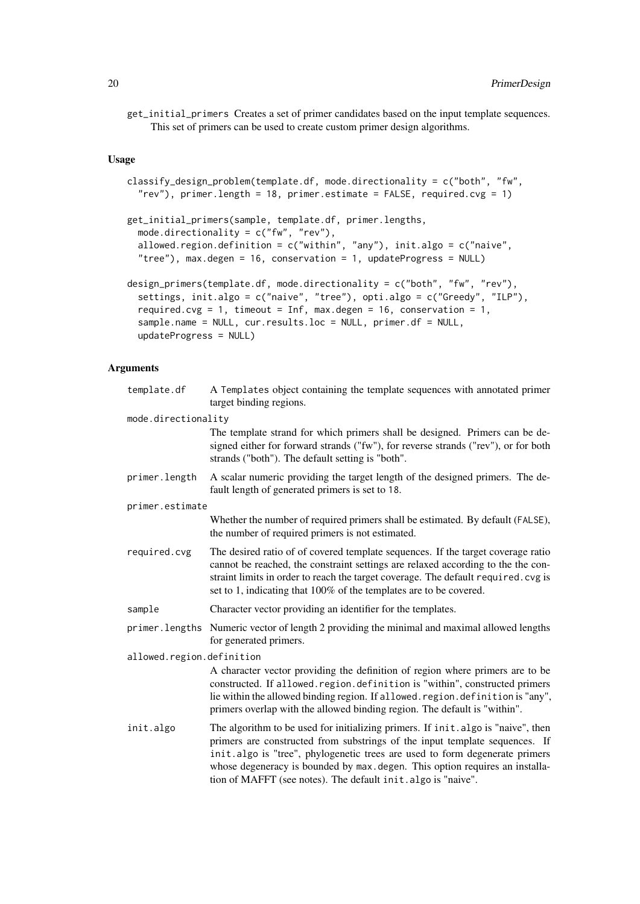get_initial_primers Creates a set of primer candidates based on the input template sequences. This set of primers can be used to create custom primer design algorithms.

### Usage

```
classify_design_problem(template.df, mode.directionality = c("both", "fw",
  "rev"), primer.length = 18, primer.estimate = FALSE, required.cvg = 1)

get_initial_primers(sample, template.df, primer.lengths,
  mode.directionality = c("fw", "rev"),
  allowed.region.definition = c("within", "any"), init.algo = c("naive",
  "tree"), max.degen = 16, conservation = 1, updateProgress = NULL)

design_primers(template.df, mode.directionality = c("both", "fw", "rev"),
  settings, init.algo = c("naive", "tree"), opti.algo = c("Greedy", "ILP"),
  required.cvg = 1, timeout = Inf, max.degen = 16, conservation = 1,
  sample.name = NULL, cur.results.loc = NULL, primer.df = NULL,
  updateProgress = NULL)
```

### Arguments

- **template.df** A Templates object containing the template sequences with annotated primer target binding regions.
- **mode.directionality** The template strand for which primers shall be designed. Primers can be designed either for forward strands ("fw"), for reverse strands ("rev"), or for both strands ("both"). The default setting is "both".
- **primer.length** A scalar numeric providing the target length of the designed primers. The default length of generated primers is set to 18.
- **primer.estimate** Whether the number of required primers shall be estimated. By default (FALSE), the number of required primers is not estimated.
- **required.cvg** The desired ratio of of covered template sequences. If the target coverage ratio cannot be reached, the constraint settings are relaxed according to the the constraint limits in order to reach the target coverage. The default required.cvg is set to 1, indicating that 100% of the templates are to be covered.
- **sample** Character vector providing an identifier for the templates.
- **primer.lengths** Numeric vector of length 2 providing the minimal and maximal allowed lengths for generated primers.
- **allowed.region.definition** A character vector providing the definition of region where primers are to be constructed. If allowed.region.definition is "within", constructed primers lie within the allowed binding region. If allowed.region.definition is "any", primers overlap with the allowed binding region. The default is "within".
- **init.algo** The algorithm to be used for initializing primers. If init.algo is "naive", then primers are constructed from substrings of the input template sequences. If init.algo is "tree", phylogenetic trees are used to form degenerate primers whose degeneracy is bounded by max.degen. This option requires an installation of MAFFT (see notes). The default init.algo is "naive".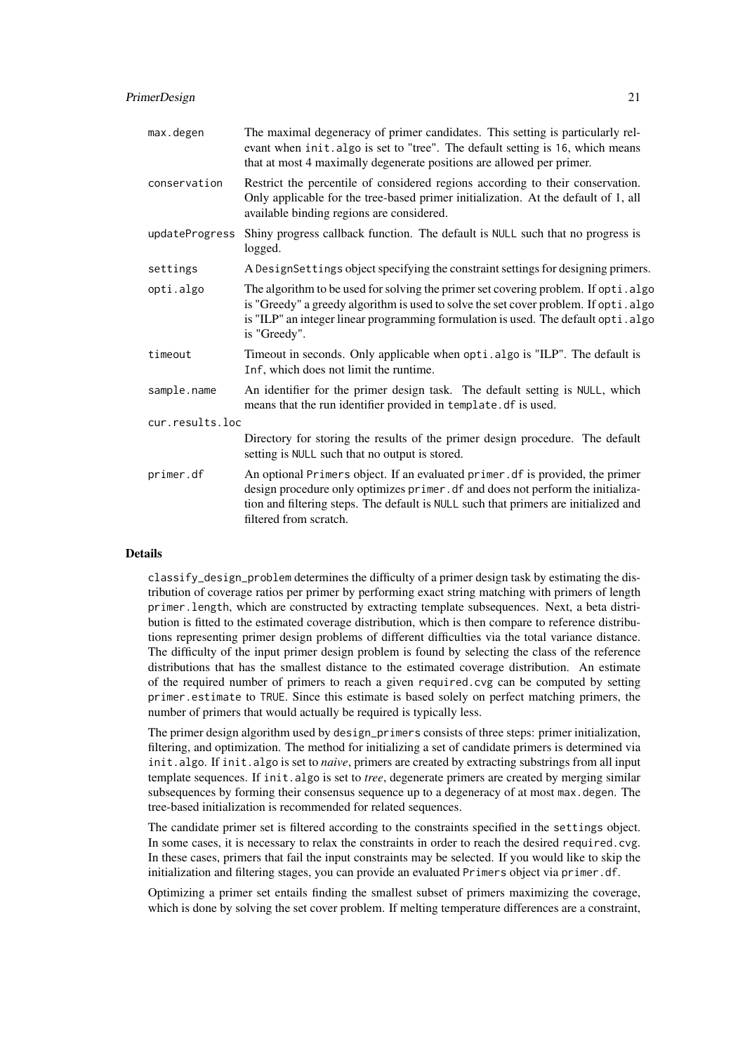| | |
|---|---|
| max.degen | The maximal degeneracy of primer candidates. This setting is particularly relevant when init.algo is set to "tree". The default setting is 16, which means that at most 4 maximally degenerate positions are allowed per primer. |
| conservation | Restrict the percentile of considered regions according to their conservation. Only applicable for the tree-based primer initialization. At the default of 1, all available binding regions are considered. |
| updateProgress | Shiny progress callback function. The default is NULL such that no progress is logged. |
| settings | A DesignSettings object specifying the constraint settings for designing primers. |
| opti.algo | The algorithm to be used for solving the primer set covering problem. If opti.algo is "Greedy" a greedy algorithm is used to solve the set cover problem. If opti.algo is "ILP" an integer linear programming formulation is used. The default opti.algo is "Greedy". |
| timeout | Timeout in seconds. Only applicable when opti.algo is "ILP". The default is Inf, which does not limit the runtime. |
| sample.name | An identifier for the primer design task. The default setting is NULL, which means that the run identifier provided in template.df is used. |
| cur.results.loc | Directory for storing the results of the primer design procedure. The default setting is NULL such that no output is stored. |
| primer.df | An optional Primers object. If an evaluated primer.df is provided, the primer design procedure only optimizes primer.df and does not perform the initialization and filtering steps. The default is NULL such that primers are initialized and filtered from scratch. |

### Details

classify_design_problem determines the difficulty of a primer design task by estimating the distribution of coverage ratios per primer by performing exact string matching with primers of length primer.length, which are constructed by extracting template subsequences. Next, a beta distribution is fitted to the estimated coverage distribution, which is then compare to reference distributions representing primer design problems of different difficulties via the total variance distance. The difficulty of the input primer design problem is found by selecting the class of the reference distributions that has the smallest distance to the estimated coverage distribution. An estimate of the required number of primers to reach a given required.cvg can be computed by setting primer.estimate to TRUE. Since this estimate is based solely on perfect matching primers, the number of primers that would actually be required is typically less.

The primer design algorithm used by design_primers consists of three steps: primer initialization, filtering, and optimization. The method for initializing a set of candidate primers is determined via init.algo. If init.algo is set to *naive*, primers are created by extracting substrings from all input template sequences. If init.algo is set to *tree*, degenerate primers are created by merging similar subsequences by forming their consensus sequence up to a degeneracy of at most max.degen. The tree-based initialization is recommended for related sequences.

The candidate primer set is filtered according to the constraints specified in the settings object. In some cases, it is necessary to relax the constraints in order to reach the desired required.cvg. In these cases, primers that fail the input constraints may be selected. If you would like to skip the initialization and filtering stages, you can provide an evaluated Primers object via primer.df.

Optimizing a primer set entails finding the smallest subset of primers maximizing the coverage, which is done by solving the set cover problem. If melting temperature differences are a constraint,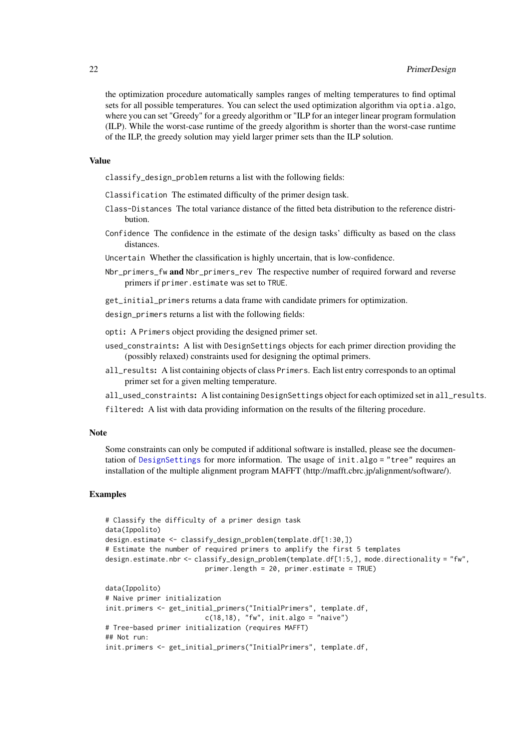the optimization procedure automatically samples ranges of melting temperatures to find optimal sets for all possible temperatures. You can select the used optimization algorithm via `optia.algo`, where you can set "Greedy" for a greedy algorithm or "ILP for an integer linear program formulation (ILP). While the worst-case runtime of the greedy algorithm is shorter than the worst-case runtime of the ILP, the greedy solution may yield larger primer sets than the ILP solution.

### Value

`classify_design_problem` returns a list with the following fields:

`Classification` The estimated difficulty of the primer design task.

`Class-Distances` The total variance distance of the fitted beta distribution to the reference distribution.

`Confidence` The confidence in the estimate of the design tasks' difficulty as based on the class distances.

`Uncertain` Whether the classification is highly uncertain, that is low-confidence.

`Nbr_primers_fw` **and** `Nbr_primers_rev` The respective number of required forward and reverse primers if `primer.estimate` was set to `TRUE`.

`get_initial_primers` returns a data frame with candidate primers for optimization.

`design_primers` returns a list with the following fields:

`opti`**:** A `Primers` object providing the designed primer set.

`used_constraints`**:** A list with `DesignSettings` objects for each primer direction providing the (possibly relaxed) constraints used for designing the optimal primers.

`all_results`**:** A list containing objects of class `Primers`. Each list entry corresponds to an optimal primer set for a given melting temperature.

`all_used_constraints`**:** A list containing `DesignSettings` object for each optimized set in `all_results`.

`filtered`**:** A list with data providing information on the results of the filtering procedure.

### Note

Some constraints can only be computed if additional software is installed, please see the documentation of `DesignSettings` for more information. The usage of `init.algo = "tree"` requires an installation of the multiple alignment program MAFFT (http://mafft.cbrc.jp/alignment/software/).

### Examples

```
# Classify the difficulty of a primer design task
data(Ippolito)
design.estimate <- classify_design_problem(template.df[1:30,])
# Estimate the number of required primers to amplify the first 5 templates
design.estimate.nbr <- classify_design_problem(template.df[1:5,], mode.directionality = "fw",
                         primer.length = 20, primer.estimate = TRUE)

data(Ippolito)
# Naive primer initialization
init.primers <- get_initial_primers("InitialPrimers", template.df,
                         c(18,18), "fw", init.algo = "naive")
# Tree-based primer initialization (requires MAFFT)
## Not run:
init.primers <- get_initial_primers("InitialPrimers", template.df,
```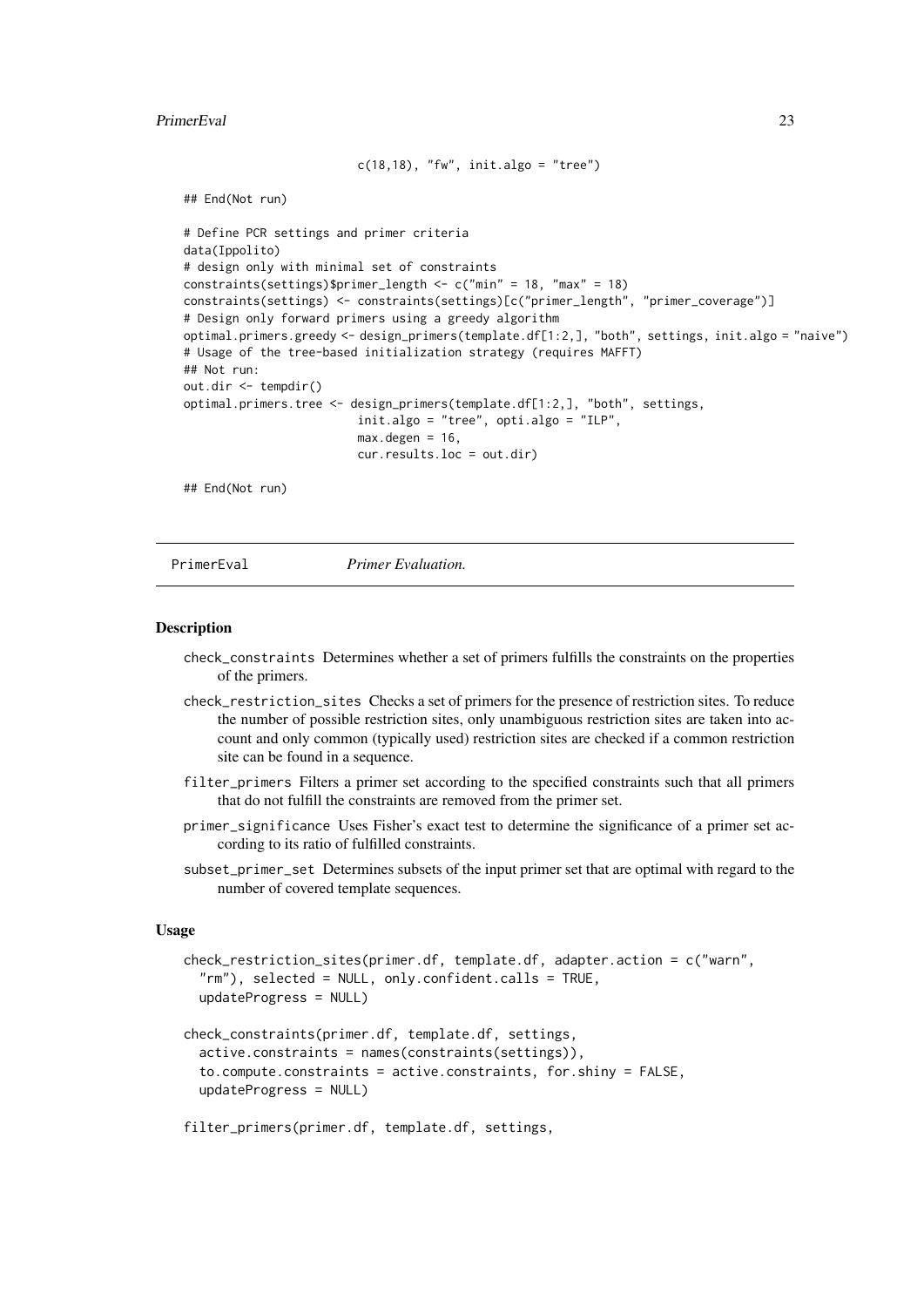```
                          c(18,18), "fw", init.algo = "tree")

## End(Not run)

# Define PCR settings and primer criteria
data(Ippolito)
# design only with minimal set of constraints
constraints(settings)$primer_length <- c("min" = 18, "max" = 18)
constraints(settings) <- constraints(settings)[c("primer_length", "primer_coverage")]
# Design only forward primers using a greedy algorithm
optimal.primers.greedy <- design_primers(template.df[1:2,], "both", settings, init.algo = "naive")
# Usage of the tree-based initialization strategy (requires MAFFT)
## Not run:
out.dir <- tempdir()
optimal.primers.tree <- design_primers(template.df[1:2,], "both", settings,
                         init.algo = "tree", opti.algo = "ILP",
                         max.degen = 16,
                         cur.results.loc = out.dir)

## End(Not run)
```

## PrimerEval — *Primer Evaluation.*

### Description

- `check_constraints` Determines whether a set of primers fulfills the constraints on the properties of the primers.
- `check_restriction_sites` Checks a set of primers for the presence of restriction sites. To reduce the number of possible restriction sites, only unambiguous restriction sites are taken into account and only common (typically used) restriction sites are checked if a common restriction site can be found in a sequence.
- `filter_primers` Filters a primer set according to the specified constraints such that all primers that do not fulfill the constraints are removed from the primer set.
- `primer_significance` Uses Fisher's exact test to determine the significance of a primer set according to its ratio of fulfilled constraints.
- `subset_primer_set` Determines subsets of the input primer set that are optimal with regard to the number of covered template sequences.

### Usage

```
check_restriction_sites(primer.df, template.df, adapter.action = c("warn",
  "rm"), selected = NULL, only.confident.calls = TRUE,
  updateProgress = NULL)

check_constraints(primer.df, template.df, settings,
  active.constraints = names(constraints(settings)),
  to.compute.constraints = active.constraints, for.shiny = FALSE,
  updateProgress = NULL)

filter_primers(primer.df, template.df, settings,
```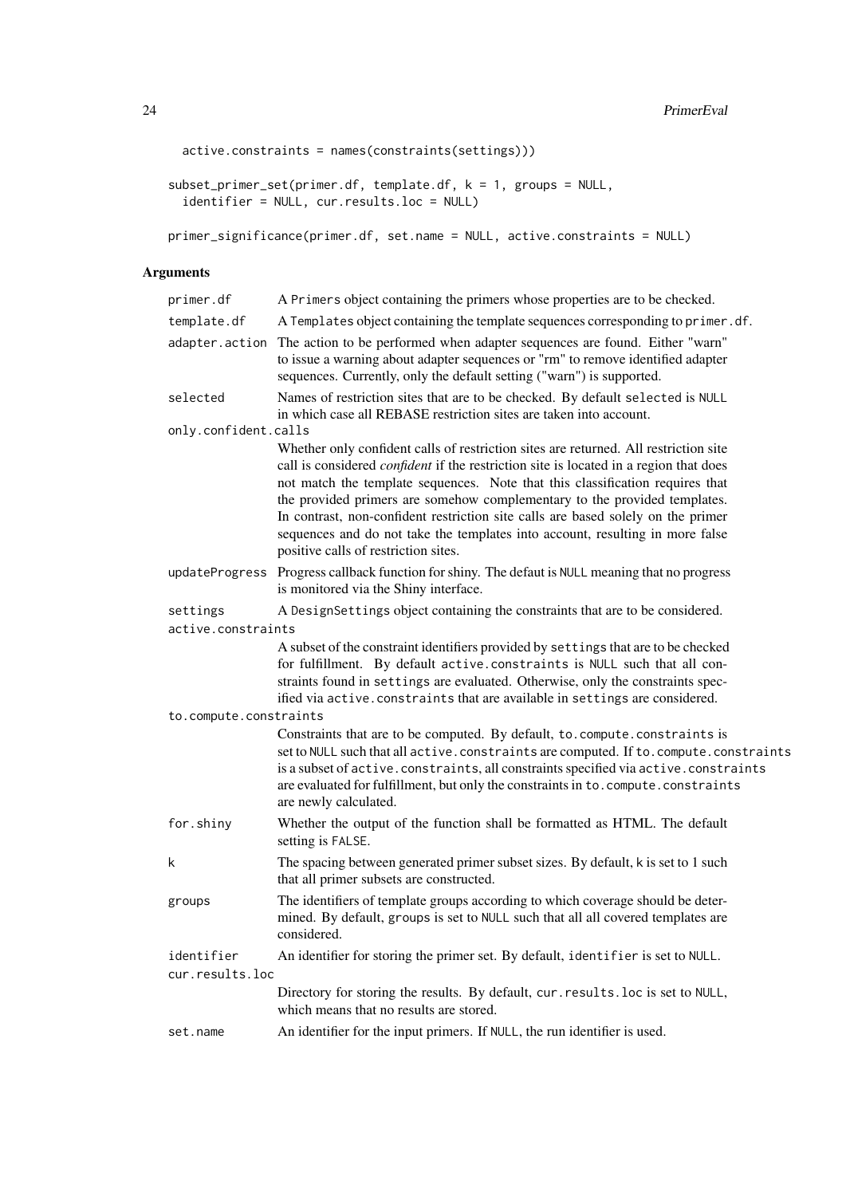```
  active.constraints = names(constraints(settings)))

subset_primer_set(primer.df, template.df, k = 1, groups = NULL,
  identifier = NULL, cur.results.loc = NULL)

primer_significance(primer.df, set.name = NULL, active.constraints = NULL)
```

## Arguments

| | |
|---|---|
| `primer.df` | A `Primers` object containing the primers whose properties are to be checked. |
| `template.df` | A `Templates` object containing the template sequences corresponding to `primer.df`. |
| `adapter.action` | The action to be performed when adapter sequences are found. Either "warn" to issue a warning about adapter sequences or "rm" to remove identified adapter sequences. Currently, only the default setting ("warn") is supported. |
| `selected` | Names of restriction sites that are to be checked. By default `selected` is `NULL` in which case all REBASE restriction sites are taken into account. |
| `only.confident.calls` | Whether only confident calls of restriction sites are returned. All restriction site call is considered *confident* if the restriction site is located in a region that does not match the template sequences. Note that this classification requires that the provided primers are somehow complementary to the provided templates. In contrast, non-confident restriction site calls are based solely on the primer sequences and do not take the templates into account, resulting in more false positive calls of restriction sites. |
| `updateProgress` | Progress callback function for shiny. The defaut is `NULL` meaning that no progress is monitored via the Shiny interface. |
| `settings` | A `DesignSettings` object containing the constraints that are to be considered. |
| `active.constraints` | A subset of the constraint identifiers provided by `settings` that are to be checked for fulfillment. By default `active.constraints` is `NULL` such that all constraints found in `settings` are evaluated. Otherwise, only the constraints specified via `active.constraints` that are available in `settings` are considered. |
| `to.compute.constraints` | Constraints that are to be computed. By default, `to.compute.constraints` is set to `NULL` such that all `active.constraints` are computed. If `to.compute.constraints` is a subset of `active.constraints`, all constraints specified via `active.constraints` are evaluated for fulfillment, but only the constraints in `to.compute.constraints` are newly calculated. |
| `for.shiny` | Whether the output of the function shall be formatted as HTML. The default setting is `FALSE`. |
| `k` | The spacing between generated primer subset sizes. By default, `k` is set to 1 such that all primer subsets are constructed. |
| `groups` | The identifiers of template groups according to which coverage should be determined. By default, `groups` is set to `NULL` such that all all covered templates are considered. |
| `identifier` | An identifier for storing the primer set. By default, `identifier` is set to `NULL`. |
| `cur.results.loc` | Directory for storing the results. By default, `cur.results.loc` is set to `NULL`, which means that no results are stored. |
| `set.name` | An identifier for the input primers. If `NULL`, the run identifier is used. |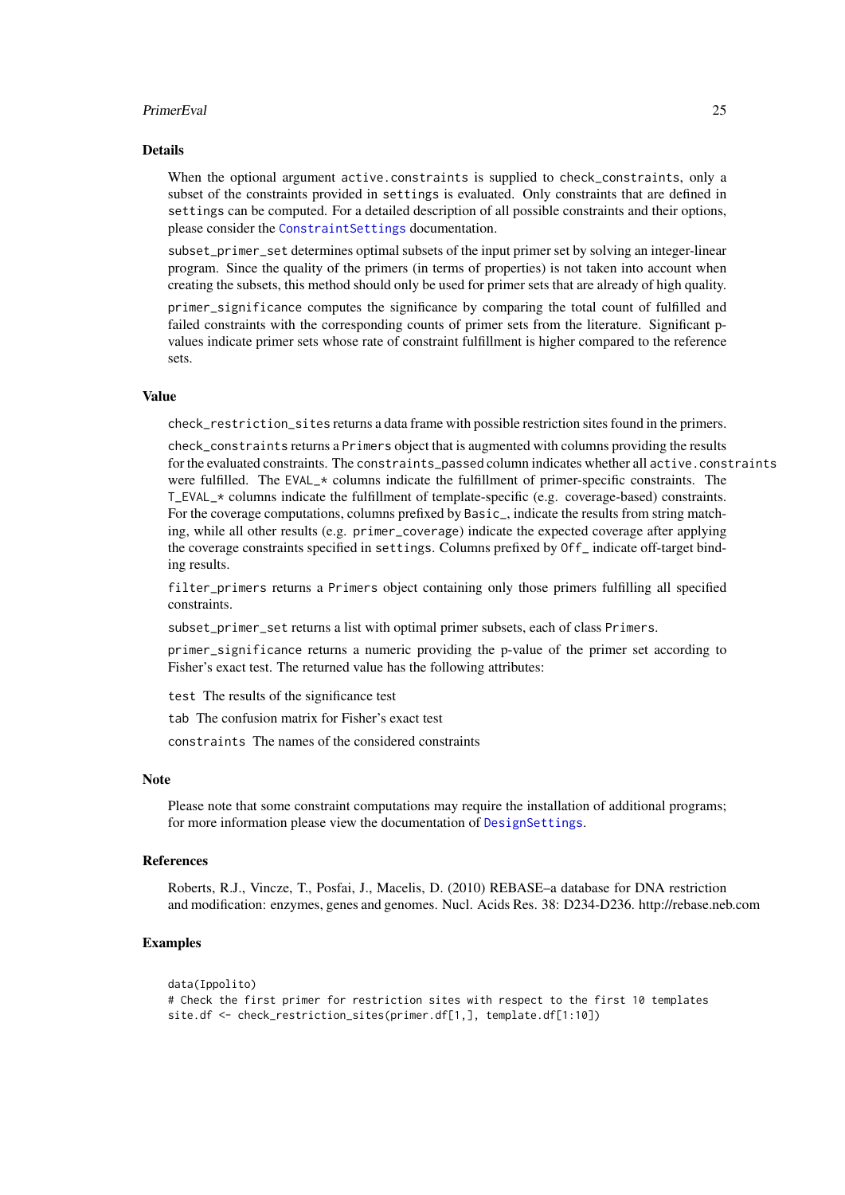## Details

When the optional argument active.constraints is supplied to check_constraints, only a subset of the constraints provided in settings is evaluated. Only constraints that are defined in settings can be computed. For a detailed description of all possible constraints and their options, please consider the ConstraintSettings documentation.

subset_primer_set determines optimal subsets of the input primer set by solving an integer-linear program. Since the quality of the primers (in terms of properties) is not taken into account when creating the subsets, this method should only be used for primer sets that are already of high quality.

primer_significance computes the significance by comparing the total count of fulfilled and failed constraints with the corresponding counts of primer sets from the literature. Significant p-values indicate primer sets whose rate of constraint fulfillment is higher compared to the reference sets.

## Value

check_restriction_sites returns a data frame with possible restriction sites found in the primers.

check_constraints returns a Primers object that is augmented with columns providing the results for the evaluated constraints. The constraints_passed column indicates whether all active.constraints were fulfilled. The EVAL_* columns indicate the fulfillment of primer-specific constraints. The T_EVAL_* columns indicate the fulfillment of template-specific (e.g. coverage-based) constraints. For the coverage computations, columns prefixed by Basic_, indicate the results from string matching, while all other results (e.g. primer_coverage) indicate the expected coverage after applying the coverage constraints specified in settings. Columns prefixed by Off_ indicate off-target binding results.

filter_primers returns a Primers object containing only those primers fulfilling all specified constraints.

subset_primer_set returns a list with optimal primer subsets, each of class Primers.

primer_significance returns a numeric providing the p-value of the primer set according to Fisher's exact test. The returned value has the following attributes:

test The results of the significance test

tab The confusion matrix for Fisher's exact test

constraints The names of the considered constraints

## Note

Please note that some constraint computations may require the installation of additional programs; for more information please view the documentation of DesignSettings.

## References

Roberts, R.J., Vincze, T., Posfai, J., Macelis, D. (2010) REBASE–a database for DNA restriction and modification: enzymes, genes and genomes. Nucl. Acids Res. 38: D234-D236. http://rebase.neb.com

## Examples

```
data(Ippolito)
# Check the first primer for restriction sites with respect to the first 10 templates
site.df <- check_restriction_sites(primer.df[1,], template.df[1:10])
```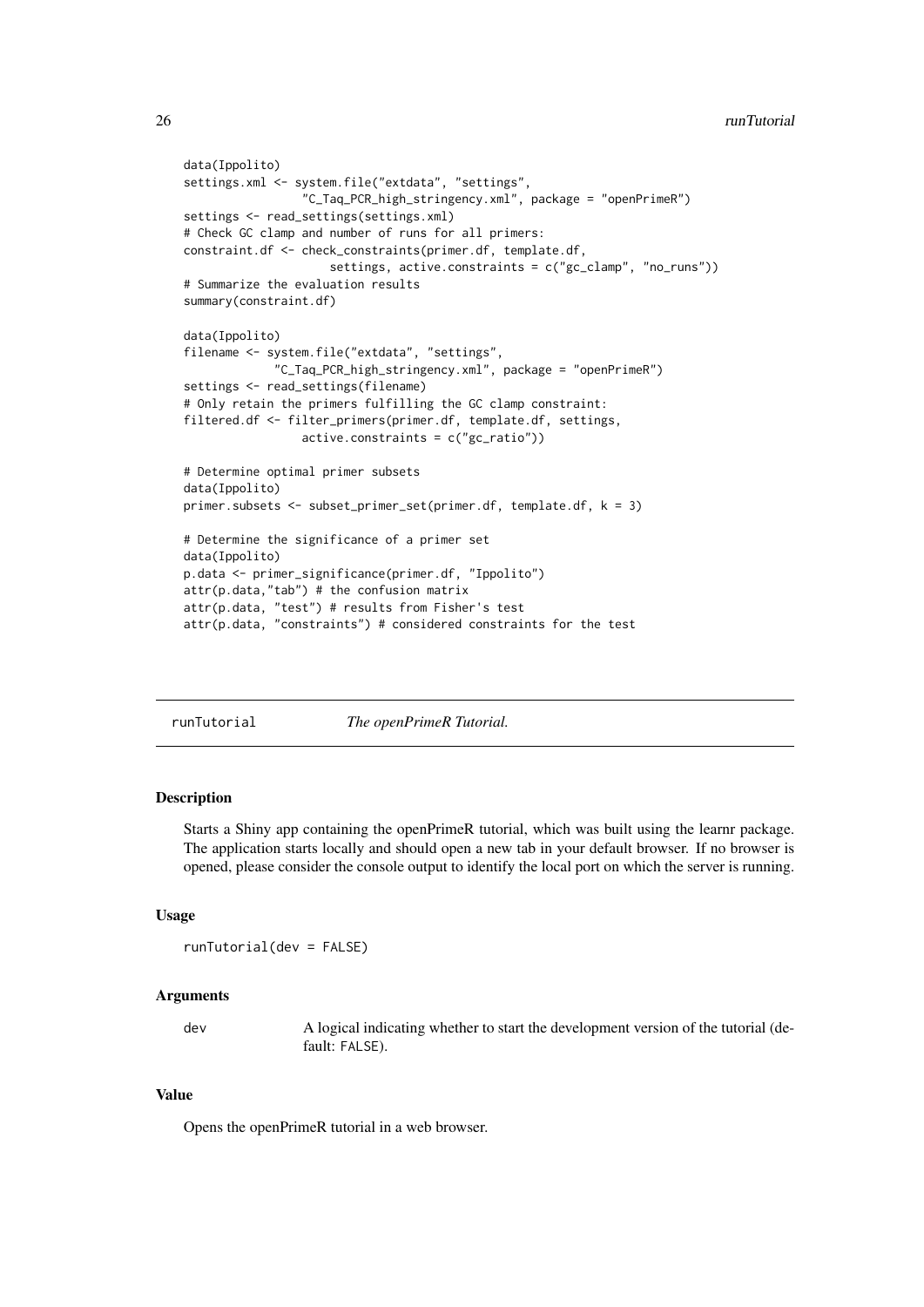```
data(Ippolito)
settings.xml <- system.file("extdata", "settings",
                "C_Taq_PCR_high_stringency.xml", package = "openPrimeR")
settings <- read_settings(settings.xml)
# Check GC clamp and number of runs for all primers:
constraint.df <- check_constraints(primer.df, template.df,
                    settings, active.constraints = c("gc_clamp", "no_runs"))
# Summarize the evaluation results
summary(constraint.df)

data(Ippolito)
filename <- system.file("extdata", "settings",
            "C_Taq_PCR_high_stringency.xml", package = "openPrimeR")
settings <- read_settings(filename)
# Only retain the primers fulfilling the GC clamp constraint:
filtered.df <- filter_primers(primer.df, template.df, settings,
                active.constraints = c("gc_ratio"))

# Determine optimal primer subsets
data(Ippolito)
primer.subsets <- subset_primer_set(primer.df, template.df, k = 3)

# Determine the significance of a primer set
data(Ippolito)
p.data <- primer_significance(primer.df, "Ippolito")
attr(p.data,"tab") # the confusion matrix
attr(p.data, "test") # results from Fisher's test
attr(p.data, "constraints") # considered constraints for the test
```

---

## runTutorial — *The openPrimeR Tutorial.*

### Description

Starts a Shiny app containing the openPrimeR tutorial, which was built using the learnr package. The application starts locally and should open a new tab in your default browser. If no browser is opened, please consider the console output to identify the local port on which the server is running.

### Usage

```
runTutorial(dev = FALSE)
```

### Arguments

| | |
|---|---|
| dev | A logical indicating whether to start the development version of the tutorial (default: FALSE). |

### Value

Opens the openPrimeR tutorial in a web browser.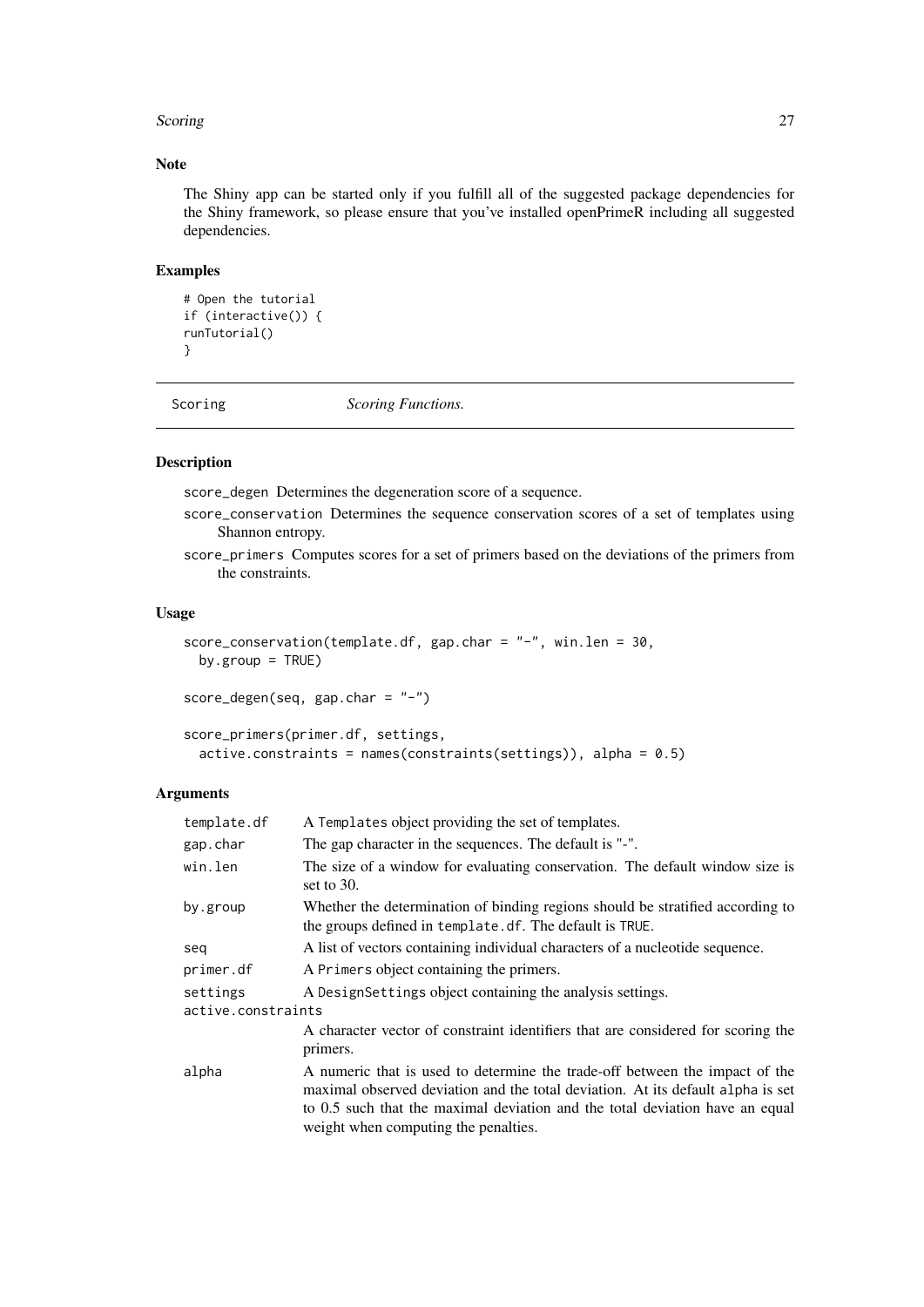### Note

The Shiny app can be started only if you fulfill all of the suggested package dependencies for the Shiny framework, so please ensure that you've installed openPrimeR including all suggested dependencies.

### Examples

```
# Open the tutorial
if (interactive()) {
runTutorial()
}
```

---

## Scoring &nbsp;&nbsp;&nbsp;&nbsp;&nbsp;&nbsp; *Scoring Functions.*

---

### Description

score_degen Determines the degeneration score of a sequence.

score_conservation Determines the sequence conservation scores of a set of templates using Shannon entropy.

score_primers Computes scores for a set of primers based on the deviations of the primers from the constraints.

### Usage

```
score_conservation(template.df, gap.char = "-", win.len = 30,
  by.group = TRUE)

score_degen(seq, gap.char = "-")

score_primers(primer.df, settings,
  active.constraints = names(constraints(settings)), alpha = 0.5)
```

### Arguments

| | |
|---|---|
| template.df | A Templates object providing the set of templates. |
| gap.char | The gap character in the sequences. The default is "-". |
| win.len | The size of a window for evaluating conservation. The default window size is set to 30. |
| by.group | Whether the determination of binding regions should be stratified according to the groups defined in template.df. The default is TRUE. |
| seq | A list of vectors containing individual characters of a nucleotide sequence. |
| primer.df | A Primers object containing the primers. |
| settings | A DesignSettings object containing the analysis settings. |
| active.constraints | A character vector of constraint identifiers that are considered for scoring the primers. |
| alpha | A numeric that is used to determine the trade-off between the impact of the maximal observed deviation and the total deviation. At its default alpha is set to 0.5 such that the maximal deviation and the total deviation have an equal weight when computing the penalties. |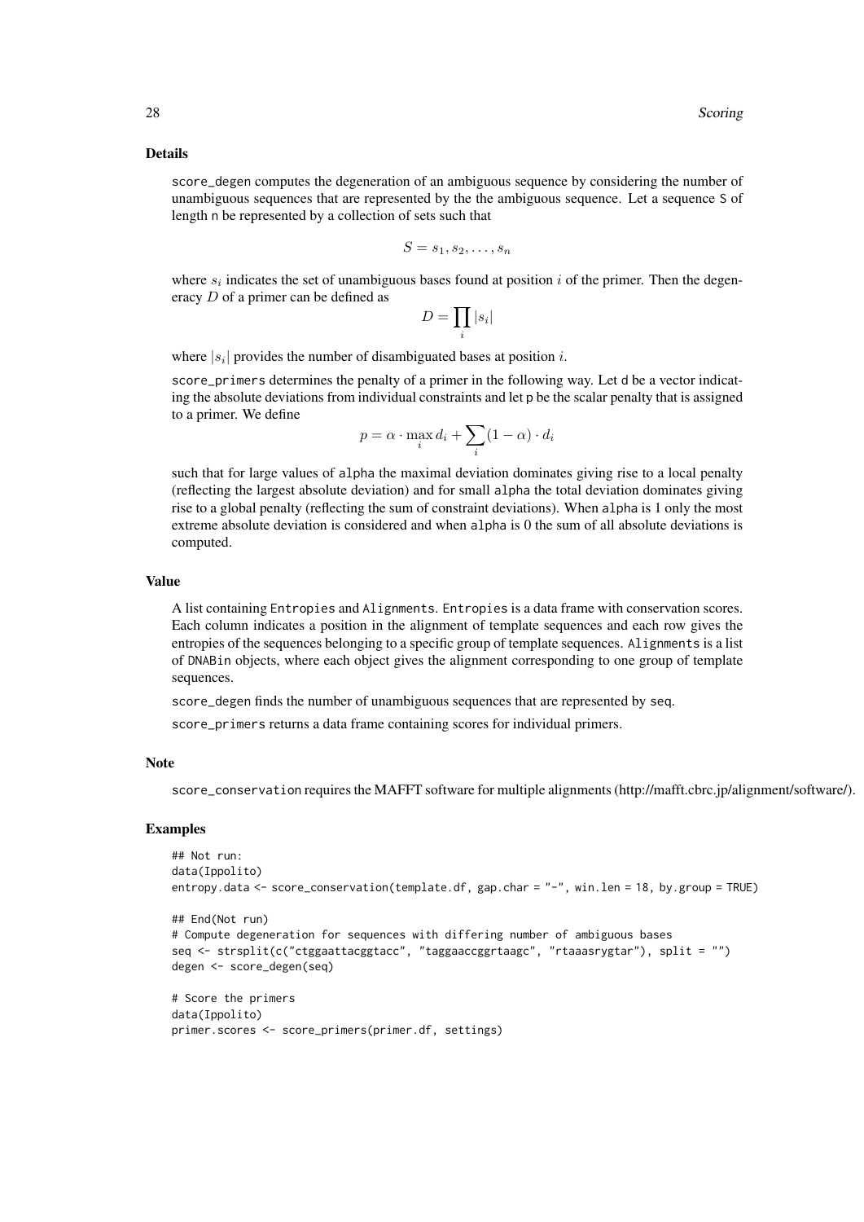### Details

score_degen computes the degeneration of an ambiguous sequence by considering the number of unambiguous sequences that are represented by the the ambiguous sequence. Let a sequence S of length n be represented by a collection of sets such that

$$S = s_1, s_2, \ldots, s_n$$

where $s_i$ indicates the set of unambiguous bases found at position $i$ of the primer. Then the degeneracy $D$ of a primer can be defined as

$$D = \prod_i |s_i|$$

where $|s_i|$ provides the number of disambiguated bases at position $i$.

score_primers determines the penalty of a primer in the following way. Let d be a vector indicating the absolute deviations from individual constraints and let p be the scalar penalty that is assigned to a primer. We define

$$p = \alpha \cdot \max_i d_i + \sum_i (1 - \alpha) \cdot d_i$$

such that for large values of alpha the maximal deviation dominates giving rise to a local penalty (reflecting the largest absolute deviation) and for small alpha the total deviation dominates giving rise to a global penalty (reflecting the sum of constraint deviations). When alpha is 1 only the most extreme absolute deviation is considered and when alpha is 0 the sum of all absolute deviations is computed.

### Value

A list containing Entropies and Alignments. Entropies is a data frame with conservation scores. Each column indicates a position in the alignment of template sequences and each row gives the entropies of the sequences belonging to a specific group of template sequences. Alignments is a list of DNABin objects, where each object gives the alignment corresponding to one group of template sequences.

score_degen finds the number of unambiguous sequences that are represented by seq.

score_primers returns a data frame containing scores for individual primers.

### Note

score_conservation requires the MAFFT software for multiple alignments (http://mafft.cbrc.jp/alignment/software/).

### Examples

```
## Not run:
data(Ippolito)
entropy.data <- score_conservation(template.df, gap.char = "-", win.len = 18, by.group = TRUE)

## End(Not run)
# Compute degeneration for sequences with differing number of ambiguous bases
seq <- strsplit(c("ctggaattacggtacc", "taggaaccggrtaagc", "rtaaasrygtar"), split = "")
degen <- score_degen(seq)

# Score the primers
data(Ippolito)
primer.scores <- score_primers(primer.df, settings)
```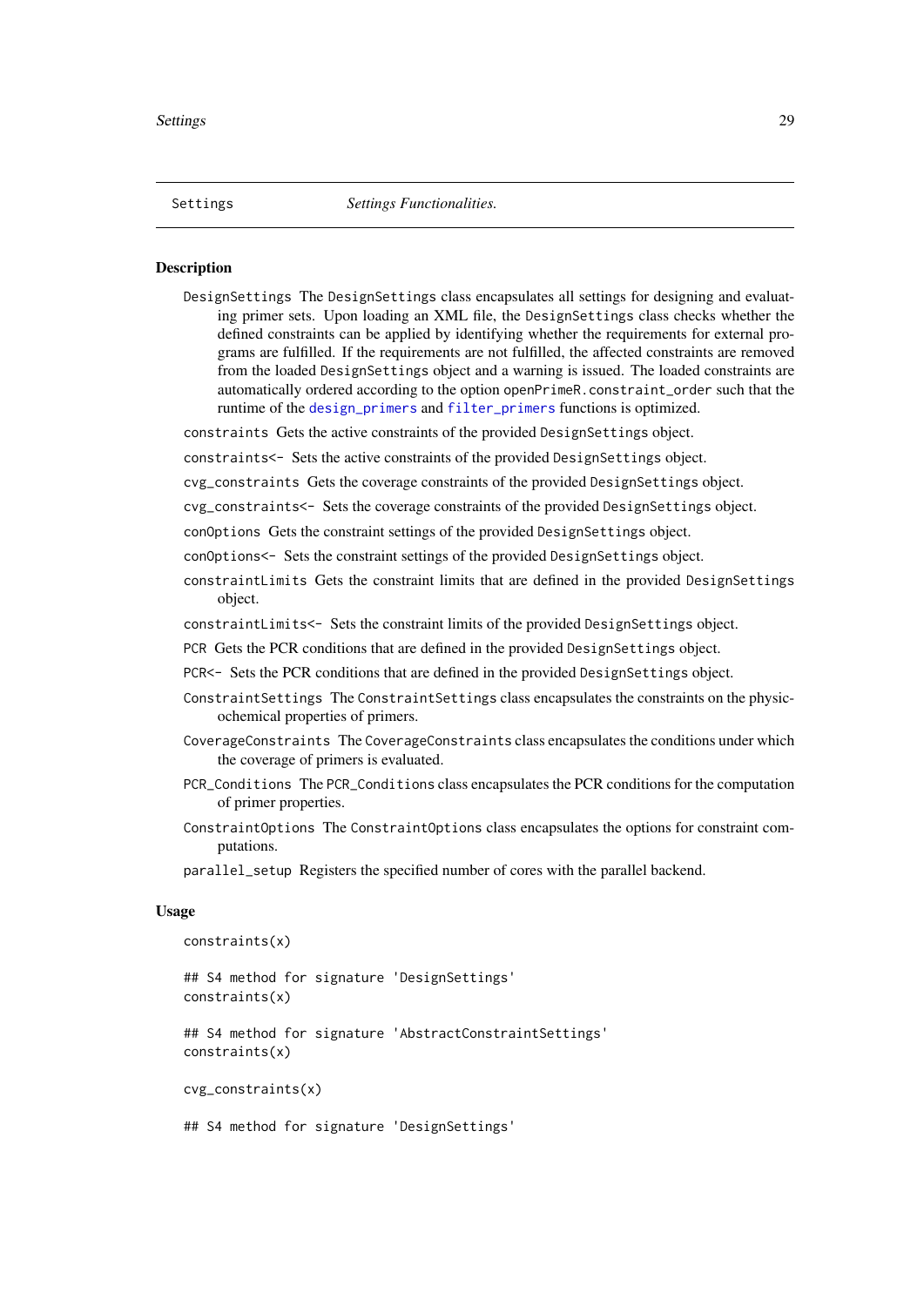## Settings — *Settings Functionalities.*

### Description

`DesignSettings` The `DesignSettings` class encapsulates all settings for designing and evaluating primer sets. Upon loading an XML file, the `DesignSettings` class checks whether the defined constraints can be applied by identifying whether the requirements for external programs are fulfilled. If the requirements are not fulfilled, the affected constraints are removed from the loaded `DesignSettings` object and a warning is issued. The loaded constraints are automatically ordered according to the option `openPrimeR.constraint_order` such that the runtime of the `design_primers` and `filter_primers` functions is optimized.

`constraints` Gets the active constraints of the provided `DesignSettings` object.

`constraints<-` Sets the active constraints of the provided `DesignSettings` object.

`cvg_constraints` Gets the coverage constraints of the provided `DesignSettings` object.

`cvg_constraints<-` Sets the coverage constraints of the provided `DesignSettings` object.

`conOptions` Gets the constraint settings of the provided `DesignSettings` object.

`conOptions<-` Sets the constraint settings of the provided `DesignSettings` object.

`constraintLimits` Gets the constraint limits that are defined in the provided `DesignSettings` object.

`constraintLimits<-` Sets the constraint limits of the provided `DesignSettings` object.

`PCR` Gets the PCR conditions that are defined in the provided `DesignSettings` object.

`PCR<-` Sets the PCR conditions that are defined in the provided `DesignSettings` object.

`ConstraintSettings` The `ConstraintSettings` class encapsulates the constraints on the physicochemical properties of primers.

`CoverageConstraints` The `CoverageConstraints` class encapsulates the conditions under which the coverage of primers is evaluated.

`PCR_Conditions` The `PCR_Conditions` class encapsulates the PCR conditions for the computation of primer properties.

`ConstraintOptions` The `ConstraintOptions` class encapsulates the options for constraint computations.

`parallel_setup` Registers the specified number of cores with the parallel backend.

### Usage

```
constraints(x)

## S4 method for signature 'DesignSettings'
constraints(x)

## S4 method for signature 'AbstractConstraintSettings'
constraints(x)

cvg_constraints(x)

## S4 method for signature 'DesignSettings'
```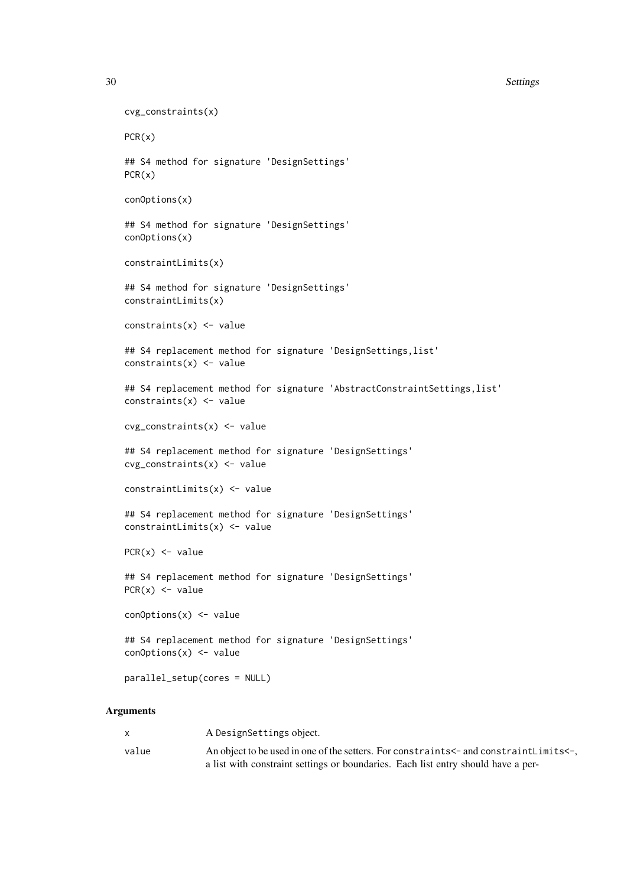```
cvg_constraints(x)

PCR(x)

## S4 method for signature 'DesignSettings'
PCR(x)

conOptions(x)

## S4 method for signature 'DesignSettings'
conOptions(x)

constraintLimits(x)

## S4 method for signature 'DesignSettings'
constraintLimits(x)

constraints(x) <- value

## S4 replacement method for signature 'DesignSettings,list'
constraints(x) <- value

## S4 replacement method for signature 'AbstractConstraintSettings,list'
constraints(x) <- value

cvg_constraints(x) <- value

## S4 replacement method for signature 'DesignSettings'
cvg_constraints(x) <- value

constraintLimits(x) <- value

## S4 replacement method for signature 'DesignSettings'
constraintLimits(x) <- value

PCR(x) <- value

## S4 replacement method for signature 'DesignSettings'
PCR(x) <- value

conOptions(x) <- value

## S4 replacement method for signature 'DesignSettings'
conOptions(x) <- value

parallel_setup(cores = NULL)
```

## Arguments

| | |
|---|---|
| x | A `DesignSettings` object. |
| value | An object to be used in one of the setters. For `constraints<-` and `constraintLimits<-`, a list with constraint settings or boundaries. Each list entry should have a per- |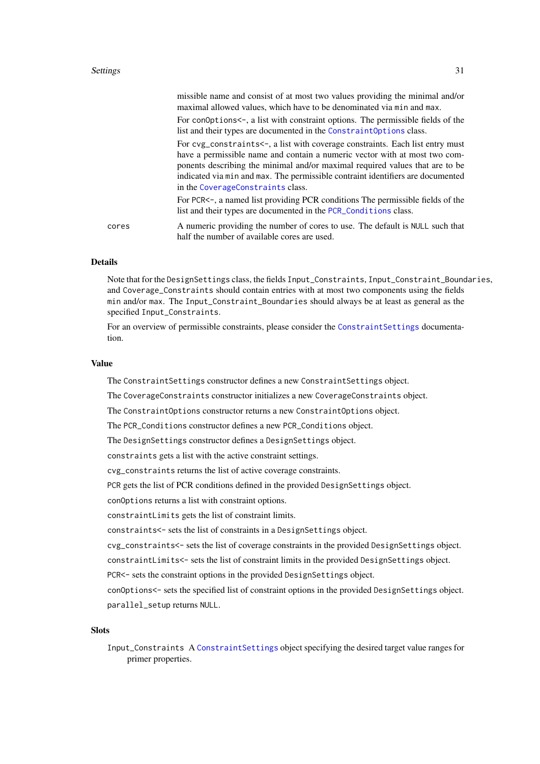missible name and consist of at most two values providing the minimal and/or maximal allowed values, which have to be denominated via `min` and `max`.

For `conOptions<-`, a list with constraint options. The permissible fields of the list and their types are documented in the `ConstraintOptions` class.

For `cvg_constraints<-`, a list with coverage constraints. Each list entry must have a permissible name and contain a numeric vector with at most two components describing the minimal and/or maximal required values that are to be indicated via `min` and `max`. The permissible contraint identifiers are documented in the `CoverageConstraints` class.

For `PCR<-`, a named list providing PCR conditions The permissible fields of the list and their types are documented in the `PCR_Conditions` class.

`cores` A numeric providing the number of cores to use. The default is `NULL` such that half the number of available cores are used.

## Details

Note that for the `DesignSettings` class, the fields `Input_Constraints`, `Input_Constraint_Boundaries`, and `Coverage_Constraints` should contain entries with at most two components using the fields `min` and/or `max`. The `Input_Constraint_Boundaries` should always be at least as general as the specified `Input_Constraints`.

For an overview of permissible constraints, please consider the `ConstraintSettings` documentation.

## Value

The `ConstraintSettings` constructor defines a new `ConstraintSettings` object.

The `CoverageConstraints` constructor initializes a new `CoverageConstraints` object.

The `ConstraintOptions` constructor returns a new `ConstraintOptions` object.

The `PCR_Conditions` constructor defines a new `PCR_Conditions` object.

The `DesignSettings` constructor defines a `DesignSettings` object.

`constraints` gets a list with the active constraint settings.

`cvg_constraints` returns the list of active coverage constraints.

`PCR` gets the list of PCR conditions defined in the provided `DesignSettings` object.

`conOptions` returns a list with constraint options.

`constraintLimits` gets the list of constraint limits.

`constraints<-` sets the list of constraints in a `DesignSettings` object.

`cvg_constraints<-` sets the list of coverage constraints in the provided `DesignSettings` object.

`constraintLimits<-` sets the list of constraint limits in the provided `DesignSettings` object.

`PCR<-` sets the constraint options in the provided `DesignSettings` object.

`conOptions<-` sets the specified list of constraint options in the provided `DesignSettings` object.

`parallel_setup` returns `NULL`.

## Slots

`Input_Constraints` A `ConstraintSettings` object specifying the desired target value ranges for primer properties.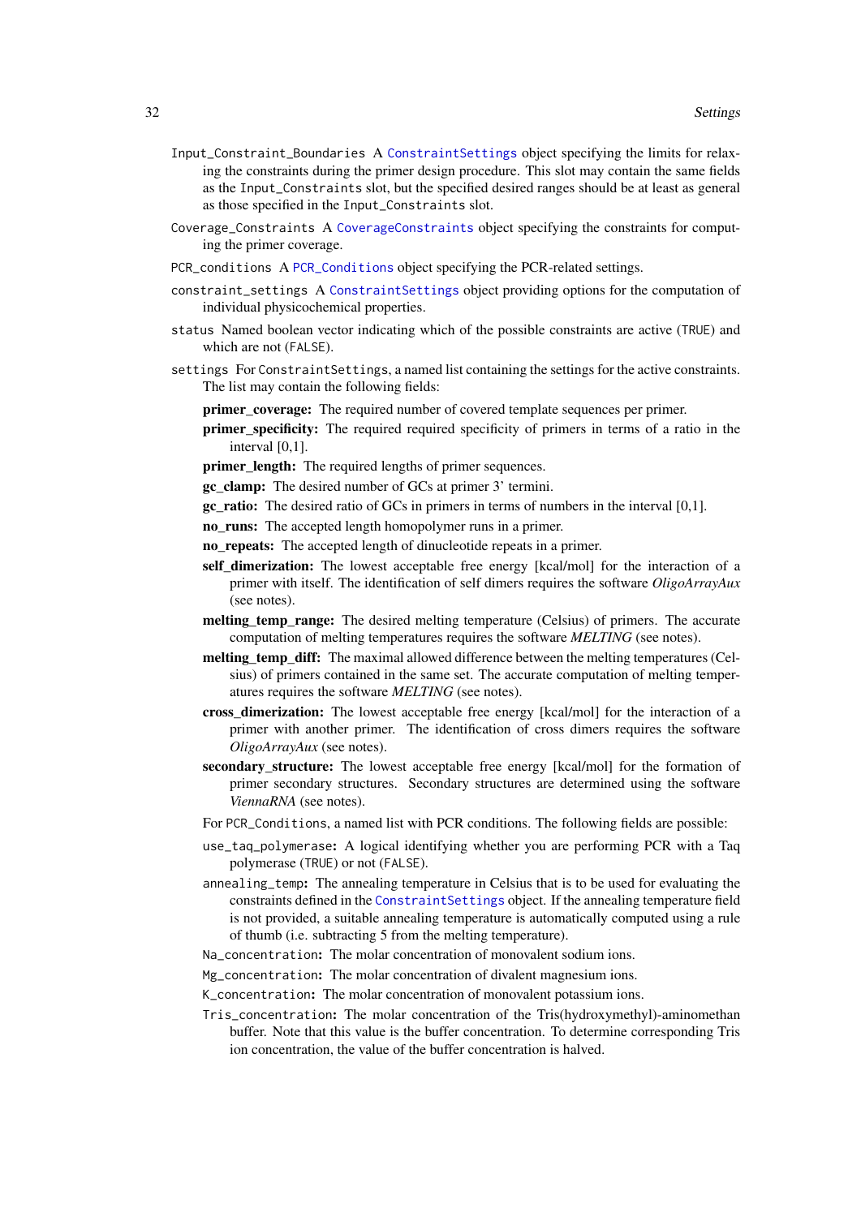`Input_Constraint_Boundaries` A `ConstraintSettings` object specifying the limits for relaxing the constraints during the primer design procedure. This slot may contain the same fields as the `Input_Constraints` slot, but the specified desired ranges should be at least as general as those specified in the `Input_Constraints` slot.

`Coverage_Constraints` A `CoverageConstraints` object specifying the constraints for computing the primer coverage.

`PCR_conditions` A `PCR_Conditions` object specifying the PCR-related settings.

`constraint_settings` A `ConstraintSettings` object providing options for the computation of individual physicochemical properties.

`status` Named boolean vector indicating which of the possible constraints are active (`TRUE`) and which are not (`FALSE`).

`settings` For `ConstraintSettings`, a named list containing the settings for the active constraints. The list may contain the following fields:

- **primer_coverage:** The required number of covered template sequences per primer.
- **primer_specificity:** The required required specificity of primers in terms of a ratio in the interval [0,1].
- **primer_length:** The required lengths of primer sequences.
- **gc_clamp:** The desired number of GCs at primer 3' termini.
- **gc_ratio:** The desired ratio of GCs in primers in terms of numbers in the interval [0,1].
- **no_runs:** The accepted length homopolymer runs in a primer.
- **no_repeats:** The accepted length of dinucleotide repeats in a primer.
- **self_dimerization:** The lowest acceptable free energy [kcal/mol] for the interaction of a primer with itself. The identification of self dimers requires the software *OligoArrayAux* (see notes).
- **melting_temp_range:** The desired melting temperature (Celsius) of primers. The accurate computation of melting temperatures requires the software *MELTING* (see notes).
- **melting_temp_diff:** The maximal allowed difference between the melting temperatures (Celsius) of primers contained in the same set. The accurate computation of melting temperatures requires the software *MELTING* (see notes).
- **cross_dimerization:** The lowest acceptable free energy [kcal/mol] for the interaction of a primer with another primer. The identification of cross dimers requires the software *OligoArrayAux* (see notes).
- **secondary_structure:** The lowest acceptable free energy [kcal/mol] for the formation of primer secondary structures. Secondary structures are determined using the software *ViennaRNA* (see notes).

For `PCR_Conditions`, a named list with PCR conditions. The following fields are possible:

- `use_taq_polymerase`**:** A logical identifying whether you are performing PCR with a Taq polymerase (`TRUE`) or not (`FALSE`).
- `annealing_temp`**:** The annealing temperature in Celsius that is to be used for evaluating the constraints defined in the `ConstraintSettings` object. If the annealing temperature field is not provided, a suitable annealing temperature is automatically computed using a rule of thumb (i.e. subtracting 5 from the melting temperature).
- `Na_concentration`**:** The molar concentration of monovalent sodium ions.
- `Mg_concentration`**:** The molar concentration of divalent magnesium ions.
- `K_concentration`**:** The molar concentration of monovalent potassium ions.
- `Tris_concentration`**:** The molar concentration of the Tris(hydroxymethyl)-aminomethan buffer. Note that this value is the buffer concentration. To determine corresponding Tris ion concentration, the value of the buffer concentration is halved.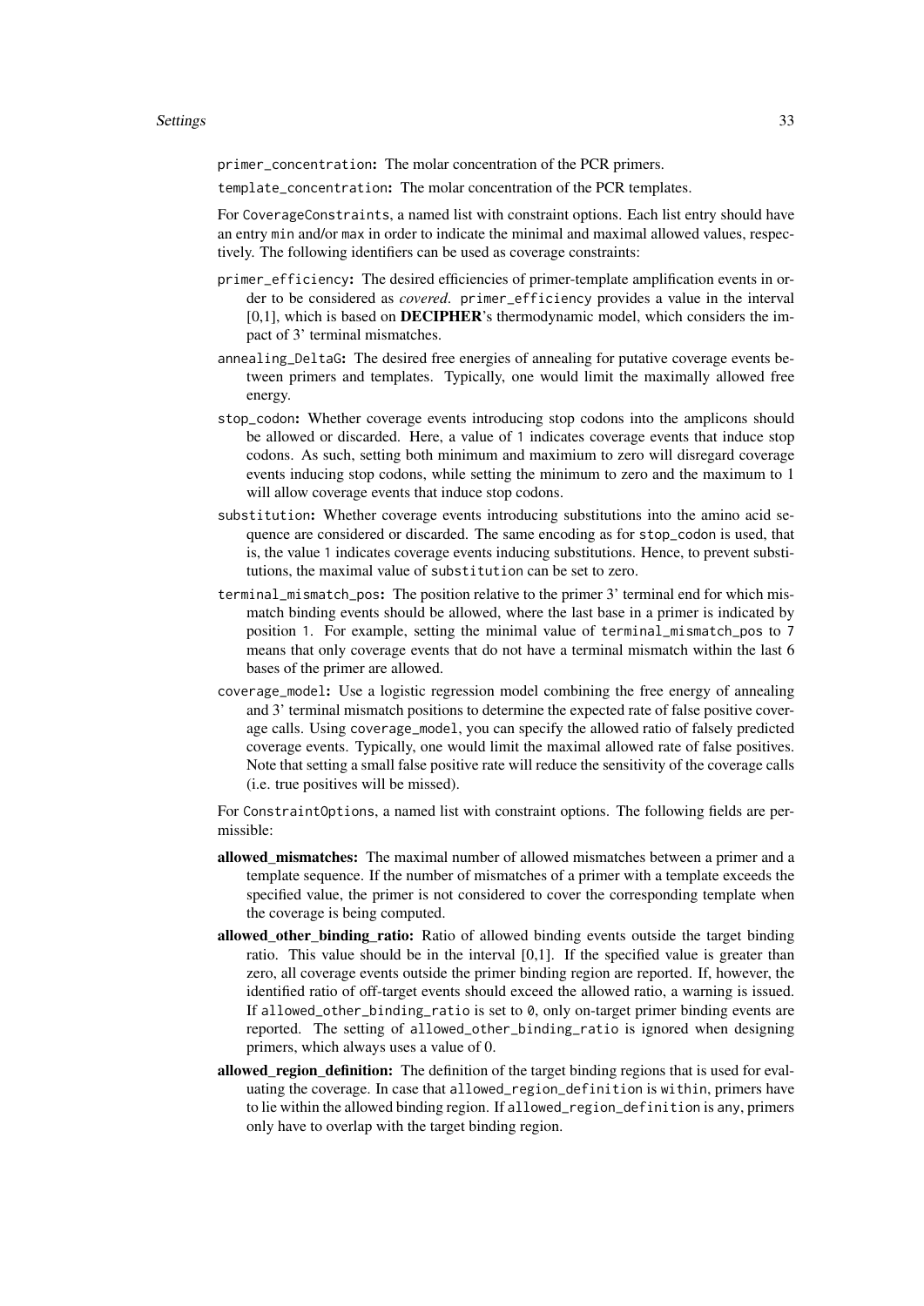primer_concentration: The molar concentration of the PCR primers.

template_concentration: The molar concentration of the PCR templates.

For CoverageConstraints, a named list with constraint options. Each list entry should have an entry min and/or max in order to indicate the minimal and maximal allowed values, respectively. The following identifiers can be used as coverage constraints:

primer_efficiency: The desired efficiencies of primer-template amplification events in order to be considered as *covered*. primer_efficiency provides a value in the interval [0,1], which is based on **DECIPHER**'s thermodynamic model, which considers the impact of 3' terminal mismatches.

annealing_DeltaG: The desired free energies of annealing for putative coverage events between primers and templates. Typically, one would limit the maximally allowed free energy.

stop_codon: Whether coverage events introducing stop codons into the amplicons should be allowed or discarded. Here, a value of 1 indicates coverage events that induce stop codons. As such, setting both minimum and maximium to zero will disregard coverage events inducing stop codons, while setting the minimum to zero and the maximum to 1 will allow coverage events that induce stop codons.

substitution: Whether coverage events introducing substitutions into the amino acid sequence are considered or discarded. The same encoding as for stop_codon is used, that is, the value 1 indicates coverage events inducing substitutions. Hence, to prevent substitutions, the maximal value of substitution can be set to zero.

terminal_mismatch_pos: The position relative to the primer 3' terminal end for which mismatch binding events should be allowed, where the last base in a primer is indicated by position 1. For example, setting the minimal value of terminal_mismatch_pos to 7 means that only coverage events that do not have a terminal mismatch within the last 6 bases of the primer are allowed.

coverage_model: Use a logistic regression model combining the free energy of annealing and 3' terminal mismatch positions to determine the expected rate of false positive coverage calls. Using coverage_model, you can specify the allowed ratio of falsely predicted coverage events. Typically, one would limit the maximal allowed rate of false positives. Note that setting a small false positive rate will reduce the sensitivity of the coverage calls (i.e. true positives will be missed).

For ConstraintOptions, a named list with constraint options. The following fields are permissible:

**allowed_mismatches:** The maximal number of allowed mismatches between a primer and a template sequence. If the number of mismatches of a primer with a template exceeds the specified value, the primer is not considered to cover the corresponding template when the coverage is being computed.

**allowed_other_binding_ratio:** Ratio of allowed binding events outside the target binding ratio. This value should be in the interval [0,1]. If the specified value is greater than zero, all coverage events outside the primer binding region are reported. If, however, the identified ratio of off-target events should exceed the allowed ratio, a warning is issued. If allowed_other_binding_ratio is set to 0, only on-target primer binding events are reported. The setting of allowed_other_binding_ratio is ignored when designing primers, which always uses a value of 0.

**allowed_region_definition:** The definition of the target binding regions that is used for evaluating the coverage. In case that allowed_region_definition is within, primers have to lie within the allowed binding region. If allowed_region_definition is any, primers only have to overlap with the target binding region.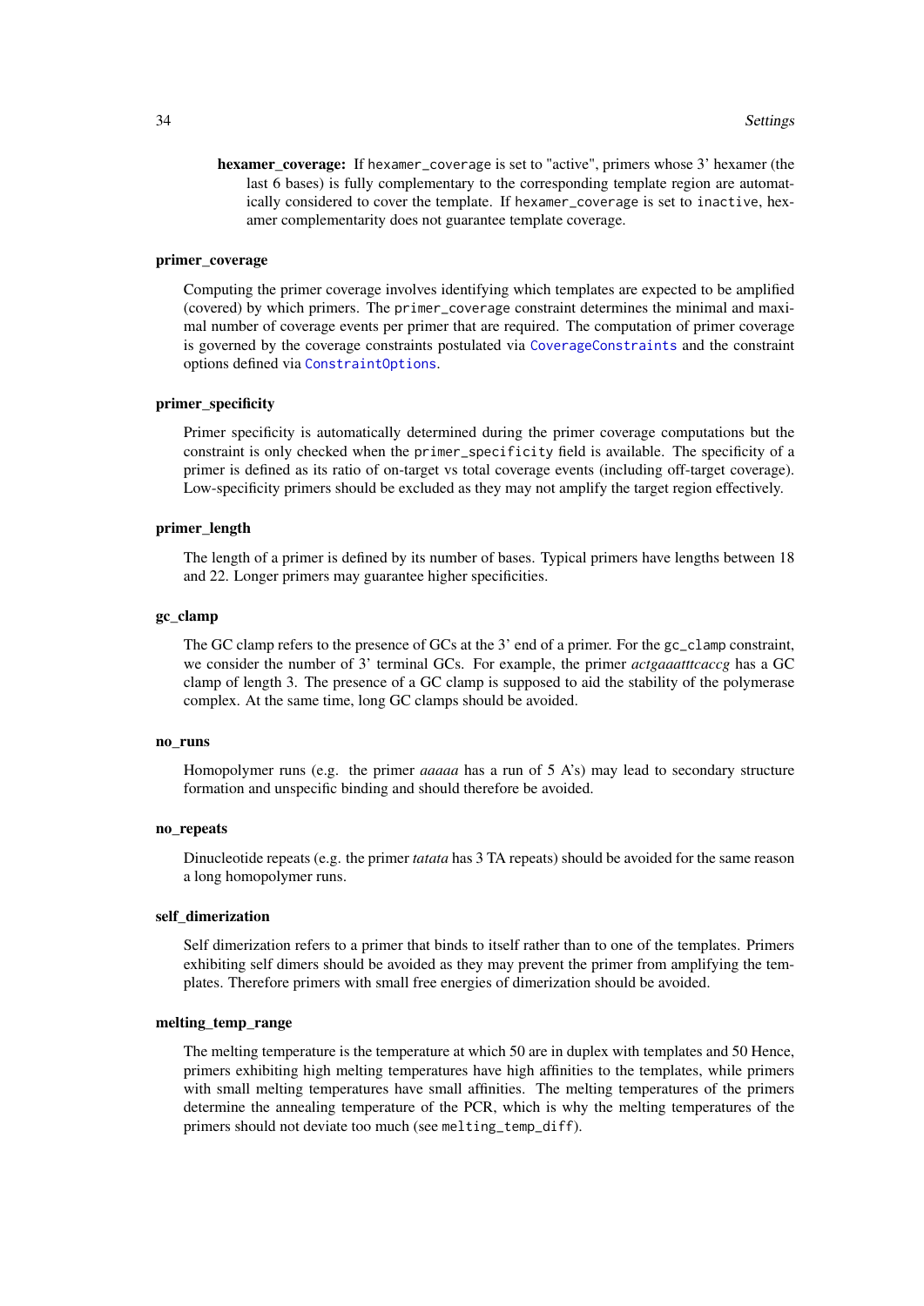**hexamer_coverage:** If `hexamer_coverage` is set to "active", primers whose 3' hexamer (the last 6 bases) is fully complementary to the corresponding template region are automatically considered to cover the template. If `hexamer_coverage` is set to `inactive`, hexamer complementarity does not guarantee template coverage.

### primer_coverage

Computing the primer coverage involves identifying which templates are expected to be amplified (covered) by which primers. The `primer_coverage` constraint determines the minimal and maximal number of coverage events per primer that are required. The computation of primer coverage is governed by the coverage constraints postulated via `CoverageConstraints` and the constraint options defined via `ConstraintOptions`.

### primer_specificity

Primer specificity is automatically determined during the primer coverage computations but the constraint is only checked when the `primer_specificity` field is available. The specificity of a primer is defined as its ratio of on-target vs total coverage events (including off-target coverage). Low-specificity primers should be excluded as they may not amplify the target region effectively.

### primer_length

The length of a primer is defined by its number of bases. Typical primers have lengths between 18 and 22. Longer primers may guarantee higher specificities.

### gc_clamp

The GC clamp refers to the presence of GCs at the 3' end of a primer. For the `gc_clamp` constraint, we consider the number of 3' terminal GCs. For example, the primer *actgaaatttcaccg* has a GC clamp of length 3. The presence of a GC clamp is supposed to aid the stability of the polymerase complex. At the same time, long GC clamps should be avoided.

### no_runs

Homopolymer runs (e.g. the primer *aaaaa* has a run of 5 A's) may lead to secondary structure formation and unspecific binding and should therefore be avoided.

### no_repeats

Dinucleotide repeats (e.g. the primer *tatata* has 3 TA repeats) should be avoided for the same reason a long homopolymer runs.

### self_dimerization

Self dimerization refers to a primer that binds to itself rather than to one of the templates. Primers exhibiting self dimers should be avoided as they may prevent the primer from amplifying the templates. Therefore primers with small free energies of dimerization should be avoided.

### melting_temp_range

The melting temperature is the temperature at which 50 are in duplex with templates and 50 Hence, primers exhibiting high melting temperatures have high affinities to the templates, while primers with small melting temperatures have small affinities. The melting temperatures of the primers determine the annealing temperature of the PCR, which is why the melting temperatures of the primers should not deviate too much (see `melting_temp_diff`).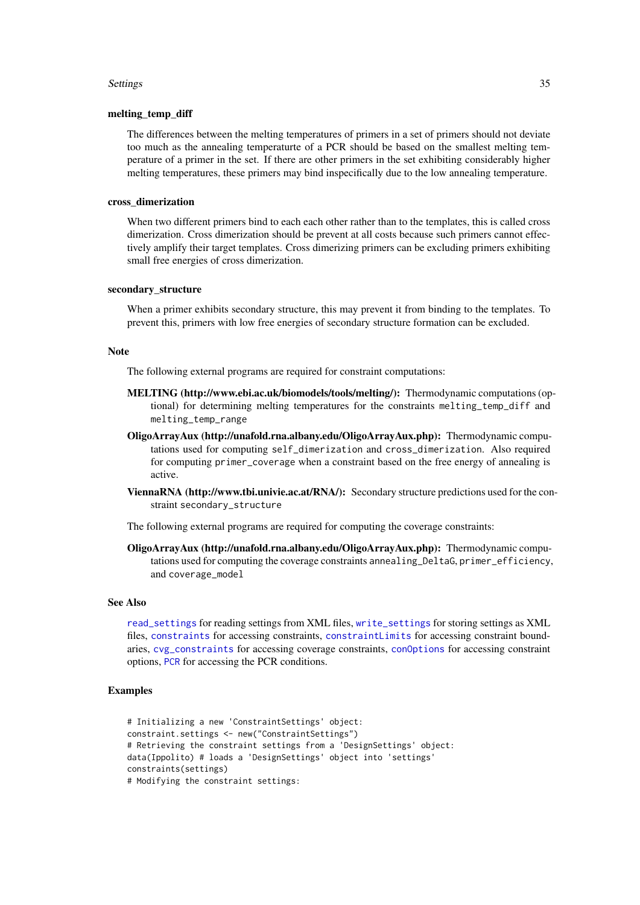**melting_temp_diff**

The differences between the melting temperatures of primers in a set of primers should not deviate too much as the annealing temperaturte of a PCR should be based on the smallest melting temperature of a primer in the set. If there are other primers in the set exhibiting considerably higher melting temperatures, these primers may bind inspecifically due to the low annealing temperature.

**cross_dimerization**

When two different primers bind to each each other rather than to the templates, this is called cross dimerization. Cross dimerization should be prevent at all costs because such primers cannot effectively amplify their target templates. Cross dimerizing primers can be excluding primers exhibiting small free energies of cross dimerization.

**secondary_structure**

When a primer exhibits secondary structure, this may prevent it from binding to the templates. To prevent this, primers with low free energies of secondary structure formation can be excluded.

### Note

The following external programs are required for constraint computations:

**MELTING (http://www.ebi.ac.uk/biomodels/tools/melting/):** Thermodynamic computations (optional) for determining melting temperatures for the constraints `melting_temp_diff` and `melting_temp_range`

**OligoArrayAux (http://unafold.rna.albany.edu/OligoArrayAux.php):** Thermodynamic computations used for computing `self_dimerization` and `cross_dimerization`. Also required for computing `primer_coverage` when a constraint based on the free energy of annealing is active.

**ViennaRNA (http://www.tbi.univie.ac.at/RNA/):** Secondary structure predictions used for the constraint `secondary_structure`

The following external programs are required for computing the coverage constraints:

**OligoArrayAux (http://unafold.rna.albany.edu/OligoArrayAux.php):** Thermodynamic computations used for computing the coverage constraints `annealing_DeltaG`, `primer_efficiency`, and `coverage_model`

### See Also

`read_settings` for reading settings from XML files, `write_settings` for storing settings as XML files, `constraints` for accessing constraints, `constraintLimits` for accessing constraint boundaries, `cvg_constraints` for accessing coverage constraints, `conOptions` for accessing constraint options, `PCR` for accessing the PCR conditions.

### Examples

```
# Initializing a new 'ConstraintSettings' object:
constraint.settings <- new("ConstraintSettings")
# Retrieving the constraint settings from a 'DesignSettings' object:
data(Ippolito) # loads a 'DesignSettings' object into 'settings'
constraints(settings)
# Modifying the constraint settings:
```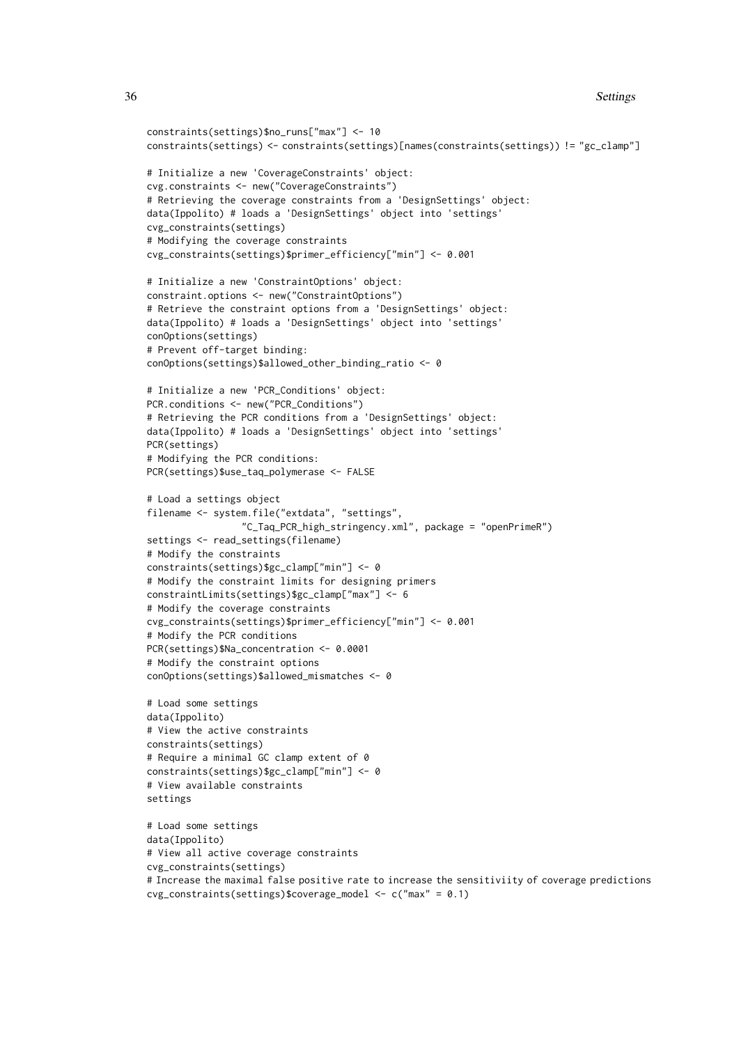```
constraints(settings)$no_runs["max"] <- 10
constraints(settings) <- constraints(settings)[names(constraints(settings)) != "gc_clamp"]

# Initialize a new 'CoverageConstraints' object:
cvg.constraints <- new("CoverageConstraints")
# Retrieving the coverage constraints from a 'DesignSettings' object:
data(Ippolito) # loads a 'DesignSettings' object into 'settings'
cvg_constraints(settings)
# Modifying the coverage constraints
cvg_constraints(settings)$primer_efficiency["min"] <- 0.001

# Initialize a new 'ConstraintOptions' object:
constraint.options <- new("ConstraintOptions")
# Retrieve the constraint options from a 'DesignSettings' object:
data(Ippolito) # loads a 'DesignSettings' object into 'settings'
conOptions(settings)
# Prevent off-target binding:
conOptions(settings)$allowed_other_binding_ratio <- 0

# Initialize a new 'PCR_Conditions' object:
PCR.conditions <- new("PCR_Conditions")
# Retrieving the PCR conditions from a 'DesignSettings' object:
data(Ippolito) # loads a 'DesignSettings' object into 'settings'
PCR(settings)
# Modifying the PCR conditions:
PCR(settings)$use_taq_polymerase <- FALSE

# Load a settings object
filename <- system.file("extdata", "settings",
                "C_Taq_PCR_high_stringency.xml", package = "openPrimeR")
settings <- read_settings(filename)
# Modify the constraints
constraints(settings)$gc_clamp["min"] <- 0
# Modify the constraint limits for designing primers
constraintLimits(settings)$gc_clamp["max"] <- 6
# Modify the coverage constraints
cvg_constraints(settings)$primer_efficiency["min"] <- 0.001
# Modify the PCR conditions
PCR(settings)$Na_concentration <- 0.0001
# Modify the constraint options
conOptions(settings)$allowed_mismatches <- 0

# Load some settings
data(Ippolito)
# View the active constraints
constraints(settings)
# Require a minimal GC clamp extent of 0
constraints(settings)$gc_clamp["min"] <- 0
# View available constraints
settings

# Load some settings
data(Ippolito)
# View all active coverage constraints
cvg_constraints(settings)
# Increase the maximal false positive rate to increase the sensitiviity of coverage predictions
cvg_constraints(settings)$coverage_model <- c("max" = 0.1)
```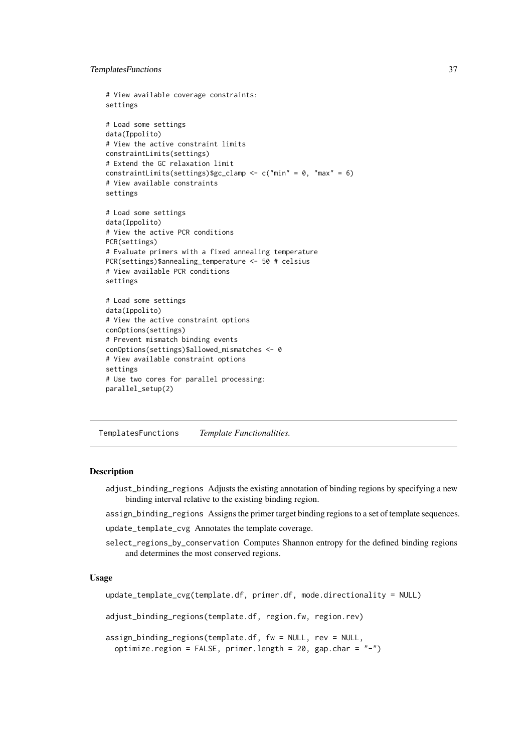```
# View available coverage constraints:
settings

# Load some settings
data(Ippolito)
# View the active constraint limits
constraintLimits(settings)
# Extend the GC relaxation limit
constraintLimits(settings)$gc_clamp <- c("min" = 0, "max" = 6)
# View available constraints
settings

# Load some settings
data(Ippolito)
# View the active PCR conditions
PCR(settings)
# Evaluate primers with a fixed annealing temperature
PCR(settings)$annealing_temperature <- 50 # celsius
# View available PCR conditions
settings

# Load some settings
data(Ippolito)
# View the active constraint options
conOptions(settings)
# Prevent mismatch binding events
conOptions(settings)$allowed_mismatches <- 0
# View available constraint options
settings
# Use two cores for parallel processing:
parallel_setup(2)
```

---

TemplatesFunctions *Template Functionalities.*

---

## Description

- `adjust_binding_regions` Adjusts the existing annotation of binding regions by specifying a new binding interval relative to the existing binding region.
- `assign_binding_regions` Assigns the primer target binding regions to a set of template sequences.
- `update_template_cvg` Annotates the template coverage.
- `select_regions_by_conservation` Computes Shannon entropy for the defined binding regions and determines the most conserved regions.

## Usage

```
update_template_cvg(template.df, primer.df, mode.directionality = NULL)

adjust_binding_regions(template.df, region.fw, region.rev)

assign_binding_regions(template.df, fw = NULL, rev = NULL,
  optimize.region = FALSE, primer.length = 20, gap.char = "-")
```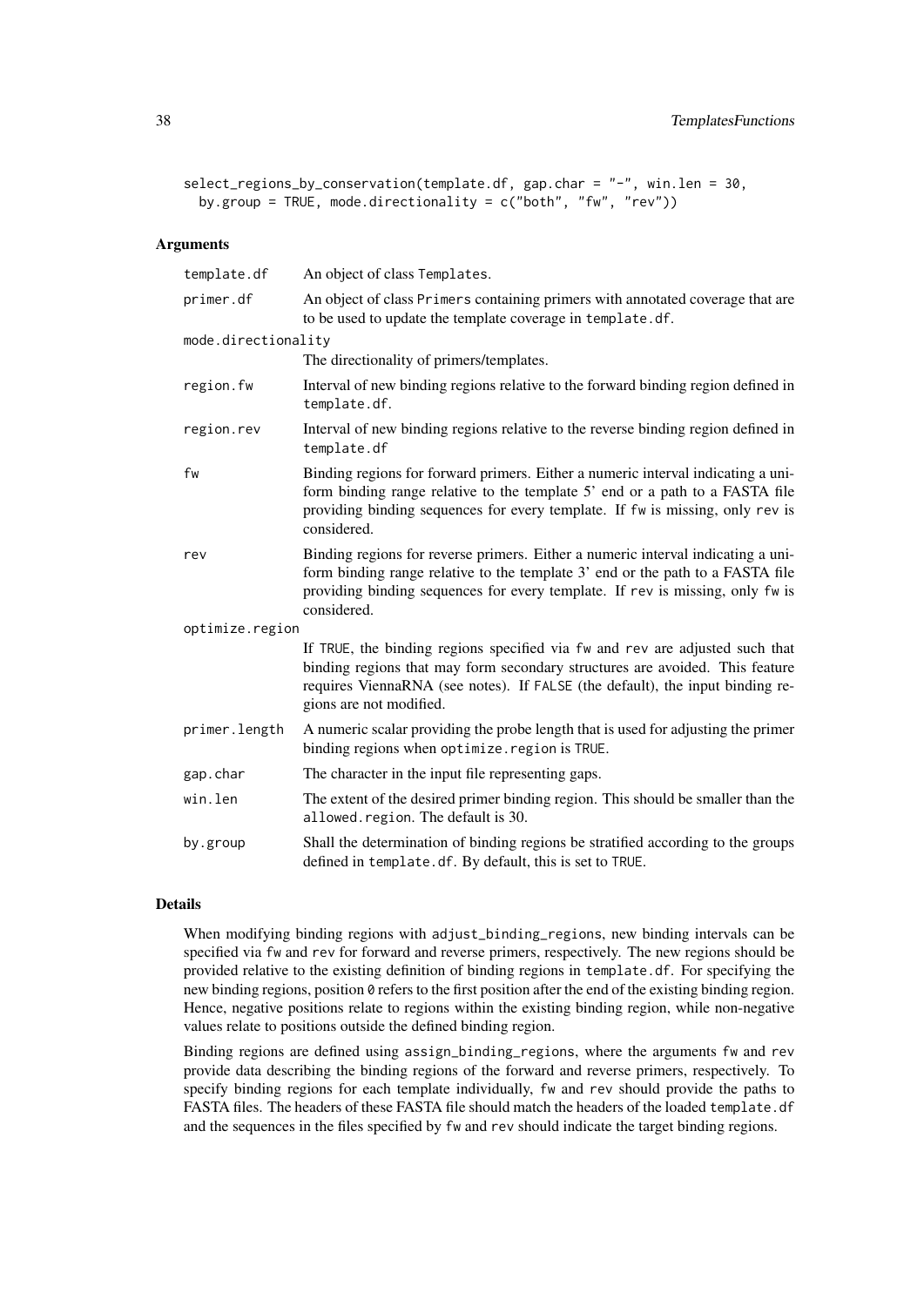```
select_regions_by_conservation(template.df, gap.char = "-", win.len = 30,
  by.group = TRUE, mode.directionality = c("both", "fw", "rev"))
```

## Arguments

| | |
|---|---|
| template.df | An object of class Templates. |
| primer.df | An object of class Primers containing primers with annotated coverage that are to be used to update the template coverage in template.df. |
| mode.directionality | The directionality of primers/templates. |
| region.fw | Interval of new binding regions relative to the forward binding region defined in template.df. |
| region.rev | Interval of new binding regions relative to the reverse binding region defined in template.df |
| fw | Binding regions for forward primers. Either a numeric interval indicating a uniform binding range relative to the template 5' end or a path to a FASTA file providing binding sequences for every template. If fw is missing, only rev is considered. |
| rev | Binding regions for reverse primers. Either a numeric interval indicating a uniform binding range relative to the template 3' end or the path to a FASTA file providing binding sequences for every template. If rev is missing, only fw is considered. |
| optimize.region | If TRUE, the binding regions specified via fw and rev are adjusted such that binding regions that may form secondary structures are avoided. This feature requires ViennaRNA (see notes). If FALSE (the default), the input binding regions are not modified. |
| primer.length | A numeric scalar providing the probe length that is used for adjusting the primer binding regions when optimize.region is TRUE. |
| gap.char | The character in the input file representing gaps. |
| win.len | The extent of the desired primer binding region. This should be smaller than the allowed.region. The default is 30. |
| by.group | Shall the determination of binding regions be stratified according to the groups defined in template.df. By default, this is set to TRUE. |

## Details

When modifying binding regions with adjust_binding_regions, new binding intervals can be specified via fw and rev for forward and reverse primers, respectively. The new regions should be provided relative to the existing definition of binding regions in template.df. For specifying the new binding regions, position 0 refers to the first position after the end of the existing binding region. Hence, negative positions relate to regions within the existing binding region, while non-negative values relate to positions outside the defined binding region.

Binding regions are defined using assign_binding_regions, where the arguments fw and rev provide data describing the binding regions of the forward and reverse primers, respectively. To specify binding regions for each template individually, fw and rev should provide the paths to FASTA files. The headers of these FASTA file should match the headers of the loaded template.df and the sequences in the files specified by fw and rev should indicate the target binding regions.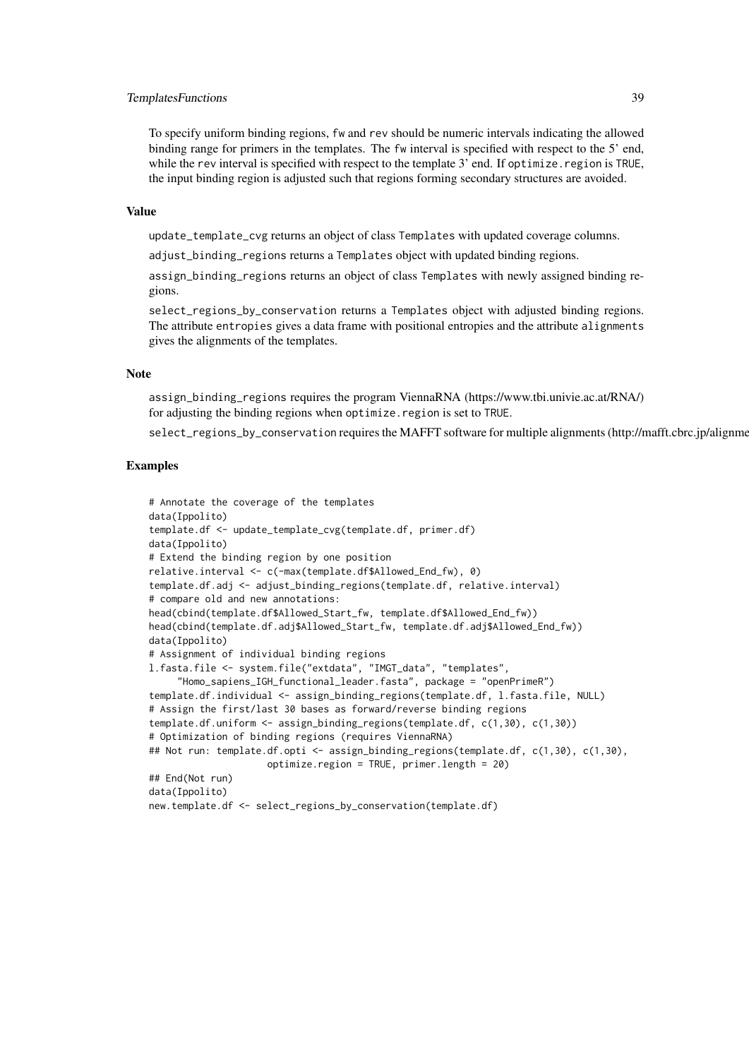To specify uniform binding regions, fw and rev should be numeric intervals indicating the allowed binding range for primers in the templates. The fw interval is specified with respect to the 5' end, while the rev interval is specified with respect to the template 3' end. If optimize.region is TRUE, the input binding region is adjusted such that regions forming secondary structures are avoided.

### Value

update_template_cvg returns an object of class Templates with updated coverage columns.

adjust_binding_regions returns a Templates object with updated binding regions.

assign_binding_regions returns an object of class Templates with newly assigned binding regions.

select_regions_by_conservation returns a Templates object with adjusted binding regions. The attribute entropies gives a data frame with positional entropies and the attribute alignments gives the alignments of the templates.

### Note

assign_binding_regions requires the program ViennaRNA (https://www.tbi.univie.ac.at/RNA/) for adjusting the binding regions when optimize.region is set to TRUE.

select_regions_by_conservation requires the MAFFT software for multiple alignments (http://mafft.cbrc.jp/alignme

### Examples

```
# Annotate the coverage of the templates
data(Ippolito)
template.df <- update_template_cvg(template.df, primer.df)
data(Ippolito)
# Extend the binding region by one position
relative.interval <- c(-max(template.df$Allowed_End_fw), 0)
template.df.adj <- adjust_binding_regions(template.df, relative.interval)
# compare old and new annotations:
head(cbind(template.df$Allowed_Start_fw, template.df$Allowed_End_fw))
head(cbind(template.df.adj$Allowed_Start_fw, template.df.adj$Allowed_End_fw))
data(Ippolito)
# Assignment of individual binding regions
l.fasta.file <- system.file("extdata", "IMGT_data", "templates",
     "Homo_sapiens_IGH_functional_leader.fasta", package = "openPrimeR")
template.df.individual <- assign_binding_regions(template.df, l.fasta.file, NULL)
# Assign the first/last 30 bases as forward/reverse binding regions
template.df.uniform <- assign_binding_regions(template.df, c(1,30), c(1,30))
# Optimization of binding regions (requires ViennaRNA)
## Not run: template.df.opti <- assign_binding_regions(template.df, c(1,30), c(1,30),
                   optimize.region = TRUE, primer.length = 20)
## End(Not run)
data(Ippolito)
new.template.df <- select_regions_by_conservation(template.df)
```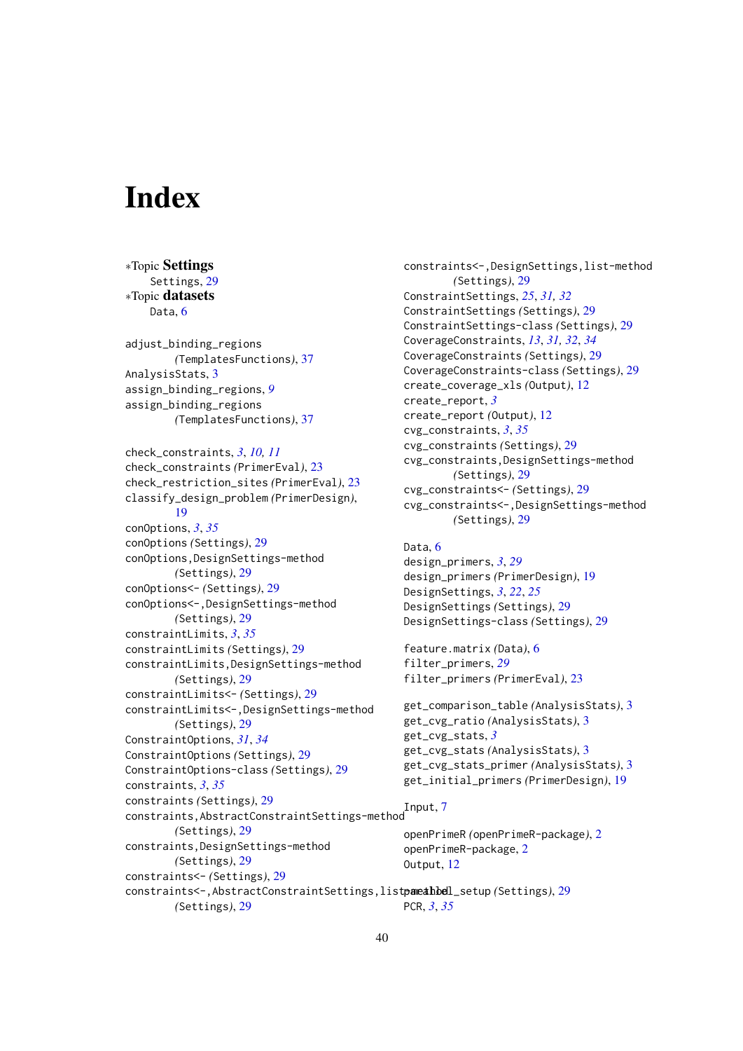# Index

∗Topic **Settings**
  Settings, 29
∗Topic **datasets**
  Data, 6

adjust_binding_regions
  (TemplatesFunctions), 37
AnalysisStats, 3
assign_binding_regions, *9*
assign_binding_regions
  (TemplatesFunctions), 37

check_constraints, *3*, *10, 11*
check_constraints (PrimerEval), 23
check_restriction_sites (PrimerEval), 23
classify_design_problem (PrimerDesign), 19
conOptions, *3*, *35*
conOptions (Settings), 29
conOptions,DesignSettings-method
  (Settings), 29
conOptions<- (Settings), 29
conOptions<-,DesignSettings-method
  (Settings), 29
constraintLimits, *3*, *35*
constraintLimits (Settings), 29
constraintLimits,DesignSettings-method
  (Settings), 29
constraintLimits<- (Settings), 29
constraintLimits<-,DesignSettings-method
  (Settings), 29
ConstraintOptions, *31*, *34*
ConstraintOptions (Settings), 29
ConstraintOptions-class (Settings), 29
constraints, *3*, *35*
constraints (Settings), 29
constraints,AbstractConstraintSettings-method
  (Settings), 29
constraints,DesignSettings-method
  (Settings), 29
constraints<- (Settings), 29
constraints<-,AbstractConstraintSettings,list-method
  (Settings), 29
constraints<-,DesignSettings,list-method
  (Settings), 29
ConstraintSettings, *25*, *31, 32*
ConstraintSettings (Settings), 29
ConstraintSettings-class (Settings), 29
CoverageConstraints, *13*, *31, 32*, *34*
CoverageConstraints (Settings), 29
CoverageConstraints-class (Settings), 29
create_coverage_xls (Output), 12
create_report, *3*
create_report (Output), 12
cvg_constraints, *3*, *35*
cvg_constraints (Settings), 29
cvg_constraints,DesignSettings-method
  (Settings), 29
cvg_constraints<- (Settings), 29
cvg_constraints<-,DesignSettings-method
  (Settings), 29

Data, 6
design_primers, *3*, *29*
design_primers (PrimerDesign), 19
DesignSettings, *3*, *22*, *25*
DesignSettings (Settings), 29
DesignSettings-class (Settings), 29

feature.matrix (Data), 6
filter_primers, *29*
filter_primers (PrimerEval), 23

get_comparison_table (AnalysisStats), 3
get_cvg_ratio (AnalysisStats), 3
get_cvg_stats, *3*
get_cvg_stats (AnalysisStats), 3
get_cvg_stats_primer (AnalysisStats), 3
get_initial_primers (PrimerDesign), 19

Input, 7

openPrimeR (openPrimeR-package), 2
openPrimeR-package, 2
Output, 12

parallel_setup (Settings), 29
PCR, *3*, *35*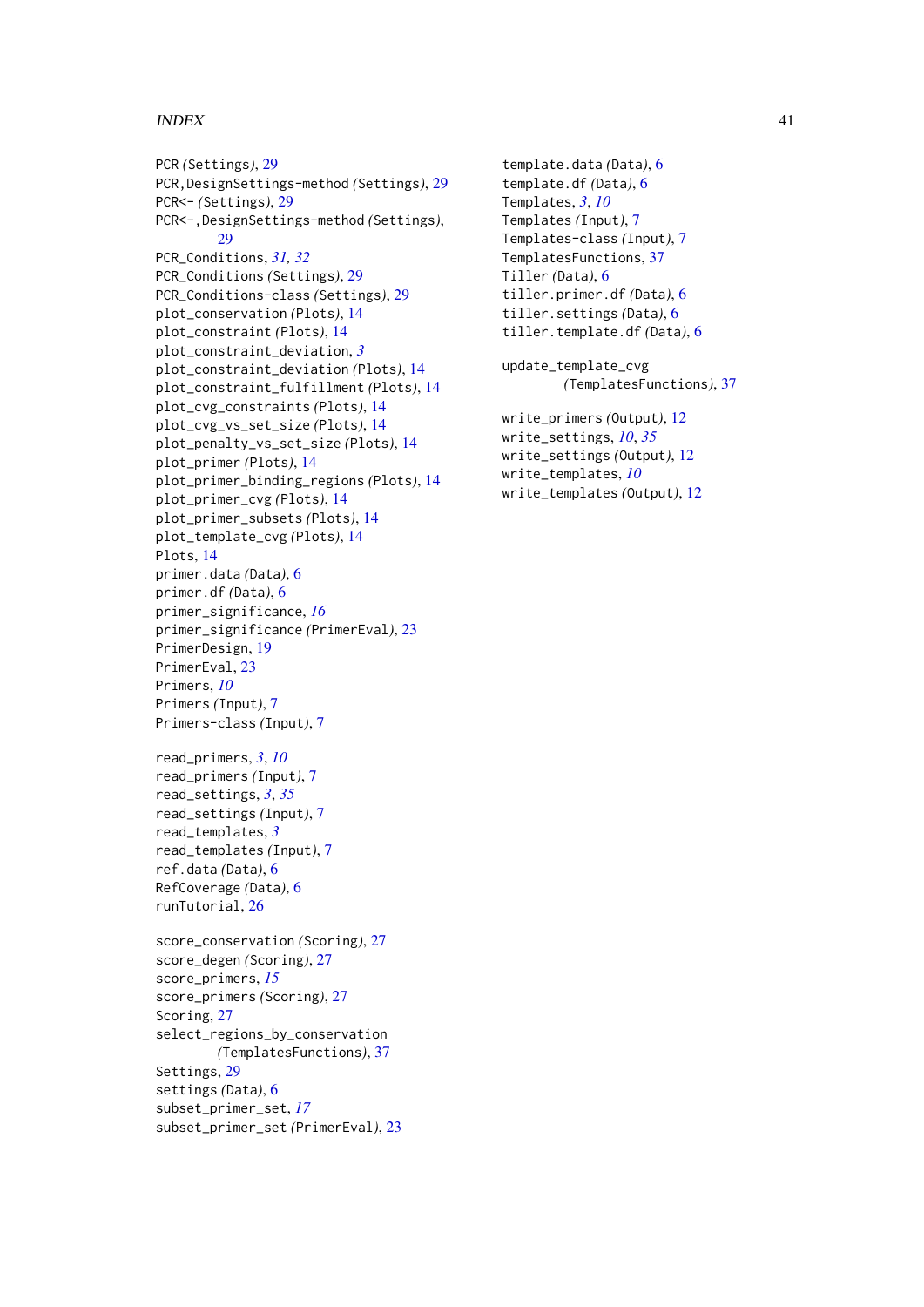PCR *(Settings)*, 29
PCR,DesignSettings-method *(Settings)*, 29
PCR<- *(Settings)*, 29
PCR<-,DesignSettings-method *(Settings)*, 29
PCR_Conditions, *31, 32*
PCR_Conditions *(Settings)*, 29
PCR_Conditions-class *(Settings)*, 29
plot_conservation *(Plots)*, 14
plot_constraint *(Plots)*, 14
plot_constraint_deviation, *3*
plot_constraint_deviation *(Plots)*, 14
plot_constraint_fulfillment *(Plots)*, 14
plot_cvg_constraints *(Plots)*, 14
plot_cvg_vs_set_size *(Plots)*, 14
plot_penalty_vs_set_size *(Plots)*, 14
plot_primer *(Plots)*, 14
plot_primer_binding_regions *(Plots)*, 14
plot_primer_cvg *(Plots)*, 14
plot_primer_subsets *(Plots)*, 14
plot_template_cvg *(Plots)*, 14
Plots, 14
primer.data *(Data)*, 6
primer.df *(Data)*, 6
primer_significance, *16*
primer_significance *(PrimerEval)*, 23
PrimerDesign, 19
PrimerEval, 23
Primers, *10*
Primers *(Input)*, 7
Primers-class *(Input)*, 7

read_primers, *3*, *10*
read_primers *(Input)*, 7
read_settings, *3*, *35*
read_settings *(Input)*, 7
read_templates, *3*
read_templates *(Input)*, 7
ref.data *(Data)*, 6
RefCoverage *(Data)*, 6
runTutorial, 26

score_conservation *(Scoring)*, 27
score_degen *(Scoring)*, 27
score_primers, *15*
score_primers *(Scoring)*, 27
Scoring, 27
select_regions_by_conservation *(TemplatesFunctions)*, 37
Settings, 29
settings *(Data)*, 6
subset_primer_set, *17*
subset_primer_set *(PrimerEval)*, 23

template.data *(Data)*, 6
template.df *(Data)*, 6
Templates, *3*, *10*
Templates *(Input)*, 7
Templates-class *(Input)*, 7
TemplatesFunctions, 37
Tiller *(Data)*, 6
tiller.primer.df *(Data)*, 6
tiller.settings *(Data)*, 6
tiller.template.df *(Data)*, 6

update_template_cvg *(TemplatesFunctions)*, 37

write_primers *(Output)*, 12
write_settings, *10*, *35*
write_settings *(Output)*, 12
write_templates, *10*
write_templates *(Output)*, 12